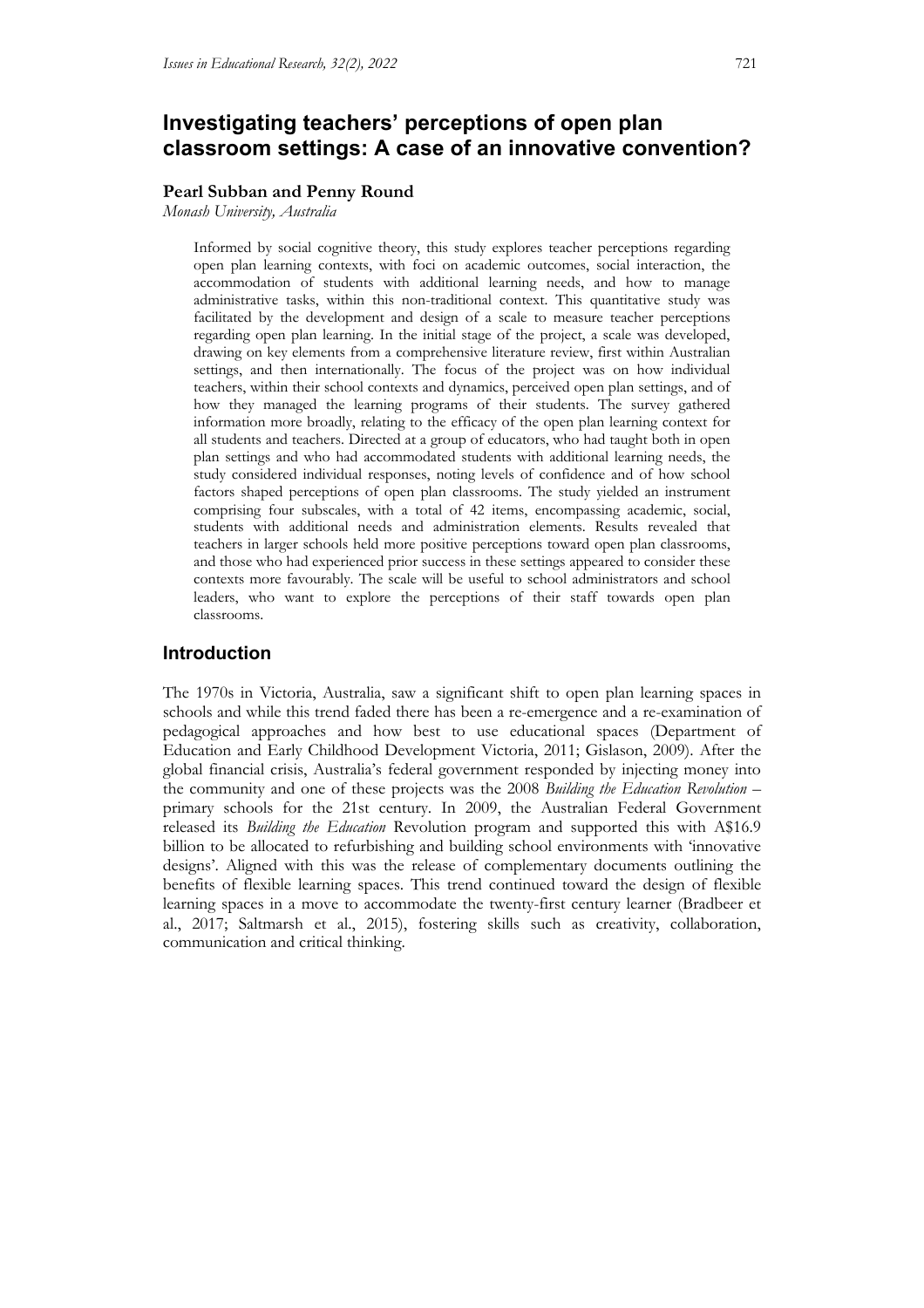# Investigating teachers' perceptions of open plan classroom settings: A case of an innovative convention?

**Pearl Subban and Penny Round**

*Monash University, Australia*

> Informed by social cognitive theory, this study explores teacher perceptions regarding open plan learning contexts, with foci on academic outcomes, social interaction, the accommodation of students with additional learning needs, and how to manage administrative tasks, within this non-traditional context. This quantitative study was facilitated by the development and design of a scale to measure teacher perceptions regarding open plan learning. In the initial stage of the project, a scale was developed, drawing on key elements from a comprehensive literature review, first within Australian settings, and then internationally. The focus of the project was on how individual teachers, within their school contexts and dynamics, perceived open plan settings, and of how they managed the learning programs of their students. The survey gathered information more broadly, relating to the efficacy of the open plan learning context for all students and teachers. Directed at a group of educators, who had taught both in open plan settings and who had accommodated students with additional learning needs, the study considered individual responses, noting levels of confidence and of how school factors shaped perceptions of open plan classrooms. The study yielded an instrument comprising four subscales, with a total of 42 items, encompassing academic, social, students with additional needs and administration elements. Results revealed that teachers in larger schools held more positive perceptions toward open plan classrooms, and those who had experienced prior success in these settings appeared to consider these contexts more favourably. The scale will be useful to school administrators and school leaders, who want to explore the perceptions of their staff towards open plan classrooms.

## Introduction

The 1970s in Victoria, Australia, saw a significant shift to open plan learning spaces in schools and while this trend faded there has been a re-emergence and a re-examination of pedagogical approaches and how best to use educational spaces (Department of Education and Early Childhood Development Victoria, 2011; Gislason, 2009). After the global financial crisis, Australia's federal government responded by injecting money into the community and one of these projects was the 2008 *Building the Education Revolution* – primary schools for the 21st century. In 2009, the Australian Federal Government released its *Building the Education* Revolution program and supported this with A$16.9 billion to be allocated to refurbishing and building school environments with 'innovative designs'. Aligned with this was the release of complementary documents outlining the benefits of flexible learning spaces. This trend continued toward the design of flexible learning spaces in a move to accommodate the twenty-first century learner (Bradbeer et al., 2017; Saltmarsh et al., 2015), fostering skills such as creativity, collaboration, communication and critical thinking.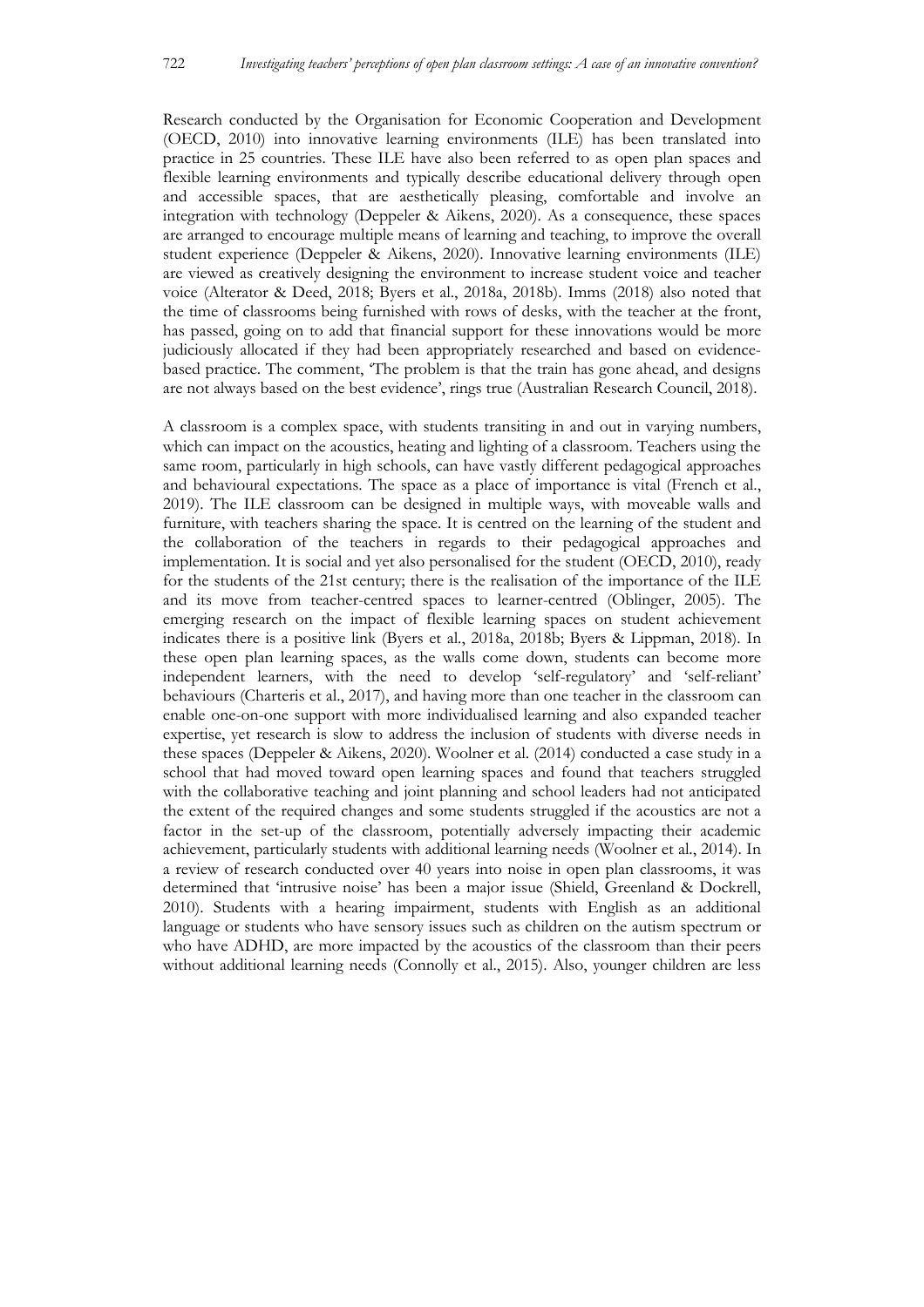Research conducted by the Organisation for Economic Cooperation and Development (OECD, 2010) into innovative learning environments (ILE) has been translated into practice in 25 countries. These ILE have also been referred to as open plan spaces and flexible learning environments and typically describe educational delivery through open and accessible spaces, that are aesthetically pleasing, comfortable and involve an integration with technology (Deppeler & Aikens, 2020). As a consequence, these spaces are arranged to encourage multiple means of learning and teaching, to improve the overall student experience (Deppeler & Aikens, 2020). Innovative learning environments (ILE) are viewed as creatively designing the environment to increase student voice and teacher voice (Alterator & Deed, 2018; Byers et al., 2018a, 2018b). Imms (2018) also noted that the time of classrooms being furnished with rows of desks, with the teacher at the front, has passed, going on to add that financial support for these innovations would be more judiciously allocated if they had been appropriately researched and based on evidence-based practice. The comment, 'The problem is that the train has gone ahead, and designs are not always based on the best evidence', rings true (Australian Research Council, 2018).

A classroom is a complex space, with students transiting in and out in varying numbers, which can impact on the acoustics, heating and lighting of a classroom. Teachers using the same room, particularly in high schools, can have vastly different pedagogical approaches and behavioural expectations. The space as a place of importance is vital (French et al., 2019). The ILE classroom can be designed in multiple ways, with moveable walls and furniture, with teachers sharing the space. It is centred on the learning of the student and the collaboration of the teachers in regards to their pedagogical approaches and implementation. It is social and yet also personalised for the student (OECD, 2010), ready for the students of the 21st century; there is the realisation of the importance of the ILE and its move from teacher-centred spaces to learner-centred (Oblinger, 2005). The emerging research on the impact of flexible learning spaces on student achievement indicates there is a positive link (Byers et al., 2018a, 2018b; Byers & Lippman, 2018). In these open plan learning spaces, as the walls come down, students can become more independent learners, with the need to develop 'self-regulatory' and 'self-reliant' behaviours (Charteris et al., 2017), and having more than one teacher in the classroom can enable one-on-one support with more individualised learning and also expanded teacher expertise, yet research is slow to address the inclusion of students with diverse needs in these spaces (Deppeler & Aikens, 2020). Woolner et al. (2014) conducted a case study in a school that had moved toward open learning spaces and found that teachers struggled with the collaborative teaching and joint planning and school leaders had not anticipated the extent of the required changes and some students struggled if the acoustics are not a factor in the set-up of the classroom, potentially adversely impacting their academic achievement, particularly students with additional learning needs (Woolner et al., 2014). In a review of research conducted over 40 years into noise in open plan classrooms, it was determined that 'intrusive noise' has been a major issue (Shield, Greenland & Dockrell, 2010). Students with a hearing impairment, students with English as an additional language or students who have sensory issues such as children on the autism spectrum or who have ADHD, are more impacted by the acoustics of the classroom than their peers without additional learning needs (Connolly et al., 2015). Also, younger children are less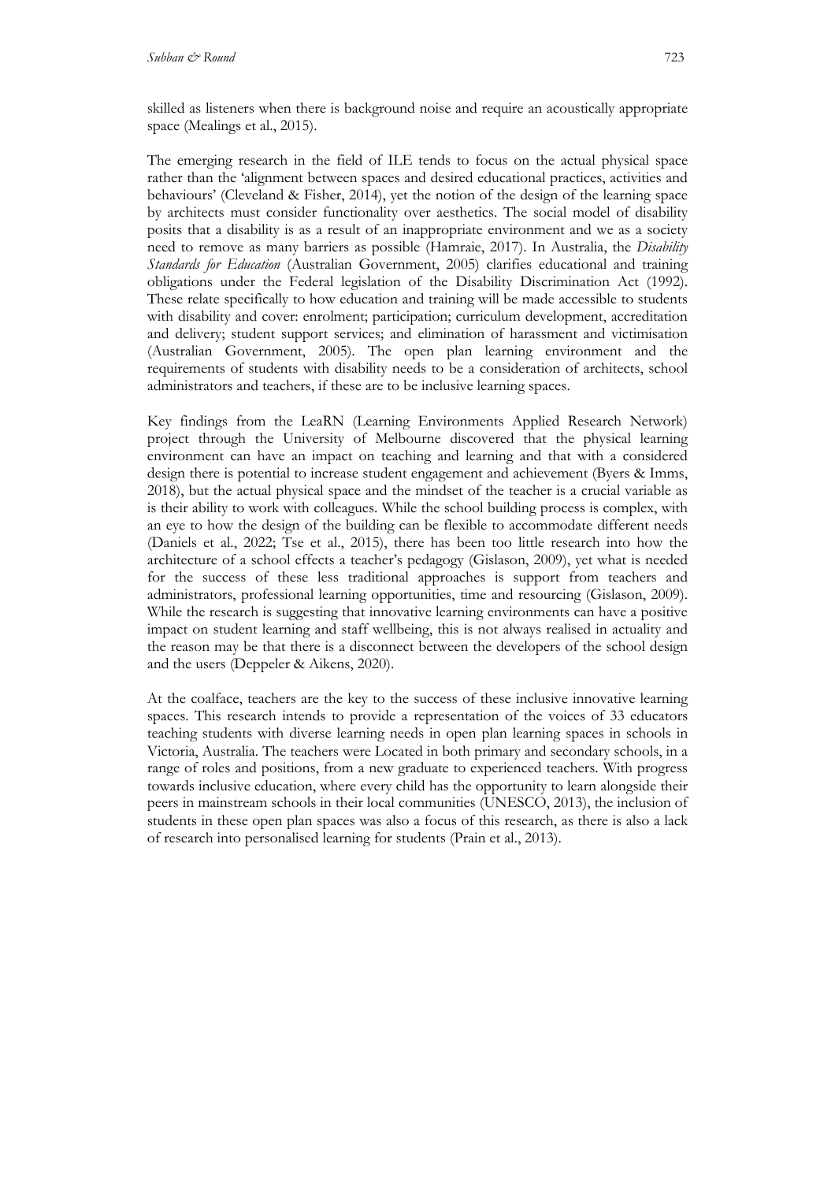skilled as listeners when there is background noise and require an acoustically appropriate space (Mealings et al., 2015).

The emerging research in the field of ILE tends to focus on the actual physical space rather than the 'alignment between spaces and desired educational practices, activities and behaviours' (Cleveland & Fisher, 2014), yet the notion of the design of the learning space by architects must consider functionality over aesthetics. The social model of disability posits that a disability is as a result of an inappropriate environment and we as a society need to remove as many barriers as possible (Hamraie, 2017). In Australia, the *Disability Standards for Education* (Australian Government, 2005) clarifies educational and training obligations under the Federal legislation of the Disability Discrimination Act (1992). These relate specifically to how education and training will be made accessible to students with disability and cover: enrolment; participation; curriculum development, accreditation and delivery; student support services; and elimination of harassment and victimisation (Australian Government, 2005). The open plan learning environment and the requirements of students with disability needs to be a consideration of architects, school administrators and teachers, if these are to be inclusive learning spaces.

Key findings from the LeaRN (Learning Environments Applied Research Network) project through the University of Melbourne discovered that the physical learning environment can have an impact on teaching and learning and that with a considered design there is potential to increase student engagement and achievement (Byers & Imms, 2018), but the actual physical space and the mindset of the teacher is a crucial variable as is their ability to work with colleagues. While the school building process is complex, with an eye to how the design of the building can be flexible to accommodate different needs (Daniels et al., 2022; Tse et al., 2015), there has been too little research into how the architecture of a school effects a teacher's pedagogy (Gislason, 2009), yet what is needed for the success of these less traditional approaches is support from teachers and administrators, professional learning opportunities, time and resourcing (Gislason, 2009). While the research is suggesting that innovative learning environments can have a positive impact on student learning and staff wellbeing, this is not always realised in actuality and the reason may be that there is a disconnect between the developers of the school design and the users (Deppeler & Aikens, 2020).

At the coalface, teachers are the key to the success of these inclusive innovative learning spaces. This research intends to provide a representation of the voices of 33 educators teaching students with diverse learning needs in open plan learning spaces in schools in Victoria, Australia. The teachers were Located in both primary and secondary schools, in a range of roles and positions, from a new graduate to experienced teachers. With progress towards inclusive education, where every child has the opportunity to learn alongside their peers in mainstream schools in their local communities (UNESCO, 2013), the inclusion of students in these open plan spaces was also a focus of this research, as there is also a lack of research into personalised learning for students (Prain et al., 2013).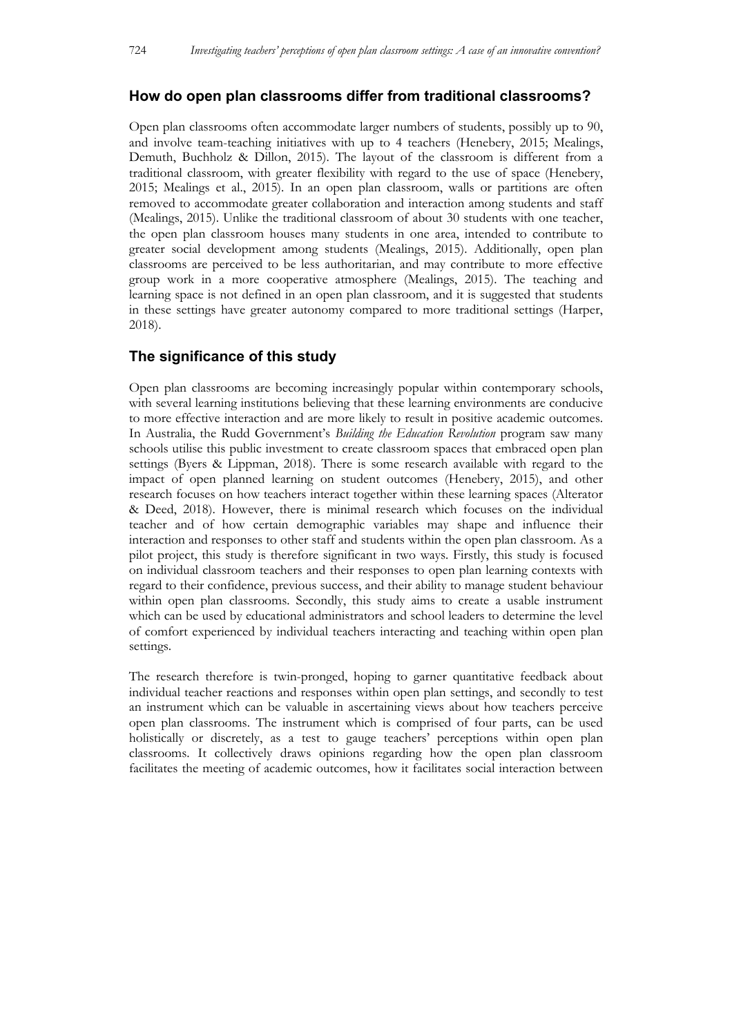## How do open plan classrooms differ from traditional classrooms?

Open plan classrooms often accommodate larger numbers of students, possibly up to 90, and involve team-teaching initiatives with up to 4 teachers (Henebery, 2015; Mealings, Demuth, Buchholz & Dillon, 2015). The layout of the classroom is different from a traditional classroom, with greater flexibility with regard to the use of space (Henebery, 2015; Mealings et al., 2015). In an open plan classroom, walls or partitions are often removed to accommodate greater collaboration and interaction among students and staff (Mealings, 2015). Unlike the traditional classroom of about 30 students with one teacher, the open plan classroom houses many students in one area, intended to contribute to greater social development among students (Mealings, 2015). Additionally, open plan classrooms are perceived to be less authoritarian, and may contribute to more effective group work in a more cooperative atmosphere (Mealings, 2015). The teaching and learning space is not defined in an open plan classroom, and it is suggested that students in these settings have greater autonomy compared to more traditional settings (Harper, 2018).

## The significance of this study

Open plan classrooms are becoming increasingly popular within contemporary schools, with several learning institutions believing that these learning environments are conducive to more effective interaction and are more likely to result in positive academic outcomes. In Australia, the Rudd Government's *Building the Education Revolution* program saw many schools utilise this public investment to create classroom spaces that embraced open plan settings (Byers & Lippman, 2018). There is some research available with regard to the impact of open planned learning on student outcomes (Henebery, 2015), and other research focuses on how teachers interact together within these learning spaces (Alterator & Deed, 2018). However, there is minimal research which focuses on the individual teacher and of how certain demographic variables may shape and influence their interaction and responses to other staff and students within the open plan classroom. As a pilot project, this study is therefore significant in two ways. Firstly, this study is focused on individual classroom teachers and their responses to open plan learning contexts with regard to their confidence, previous success, and their ability to manage student behaviour within open plan classrooms. Secondly, this study aims to create a usable instrument which can be used by educational administrators and school leaders to determine the level of comfort experienced by individual teachers interacting and teaching within open plan settings.

The research therefore is twin-pronged, hoping to garner quantitative feedback about individual teacher reactions and responses within open plan settings, and secondly to test an instrument which can be valuable in ascertaining views about how teachers perceive open plan classrooms. The instrument which is comprised of four parts, can be used holistically or discretely, as a test to gauge teachers' perceptions within open plan classrooms. It collectively draws opinions regarding how the open plan classroom facilitates the meeting of academic outcomes, how it facilitates social interaction between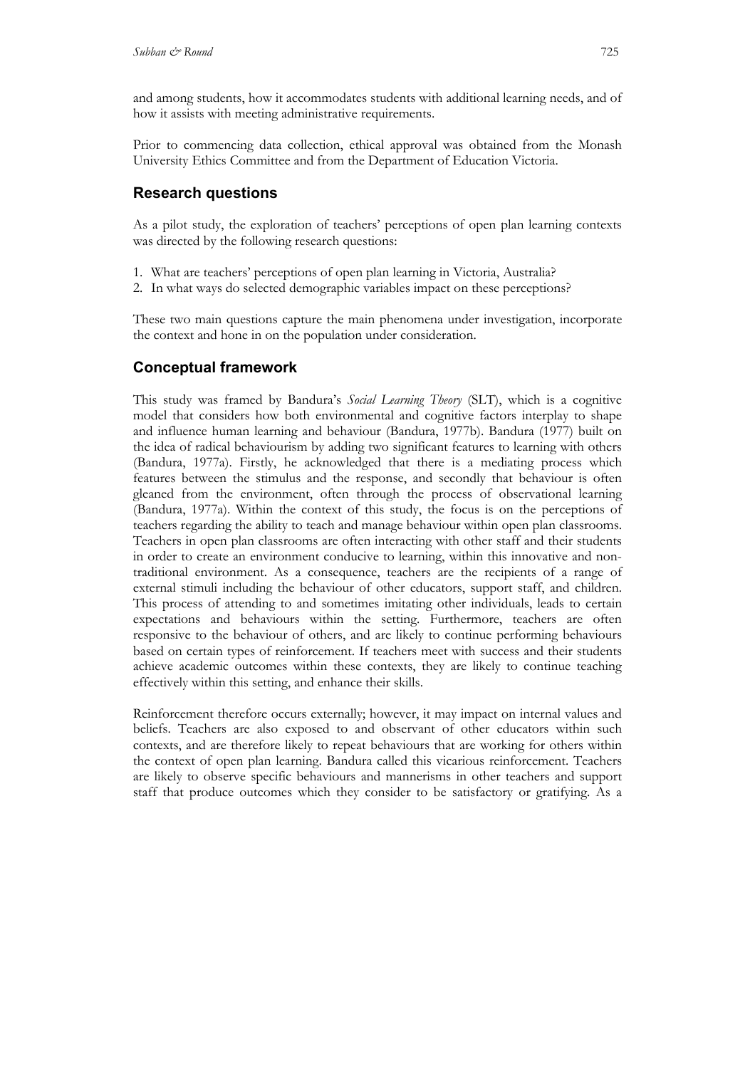and among students, how it accommodates students with additional learning needs, and of how it assists with meeting administrative requirements.

Prior to commencing data collection, ethical approval was obtained from the Monash University Ethics Committee and from the Department of Education Victoria.

## Research questions

As a pilot study, the exploration of teachers' perceptions of open plan learning contexts was directed by the following research questions:

1. What are teachers' perceptions of open plan learning in Victoria, Australia?
2. In what ways do selected demographic variables impact on these perceptions?

These two main questions capture the main phenomena under investigation, incorporate the context and hone in on the population under consideration.

## Conceptual framework

This study was framed by Bandura's *Social Learning Theory* (SLT), which is a cognitive model that considers how both environmental and cognitive factors interplay to shape and influence human learning and behaviour (Bandura, 1977b). Bandura (1977) built on the idea of radical behaviourism by adding two significant features to learning with others (Bandura, 1977a). Firstly, he acknowledged that there is a mediating process which features between the stimulus and the response, and secondly that behaviour is often gleaned from the environment, often through the process of observational learning (Bandura, 1977a). Within the context of this study, the focus is on the perceptions of teachers regarding the ability to teach and manage behaviour within open plan classrooms. Teachers in open plan classrooms are often interacting with other staff and their students in order to create an environment conducive to learning, within this innovative and non-traditional environment. As a consequence, teachers are the recipients of a range of external stimuli including the behaviour of other educators, support staff, and children. This process of attending to and sometimes imitating other individuals, leads to certain expectations and behaviours within the setting. Furthermore, teachers are often responsive to the behaviour of others, and are likely to continue performing behaviours based on certain types of reinforcement. If teachers meet with success and their students achieve academic outcomes within these contexts, they are likely to continue teaching effectively within this setting, and enhance their skills.

Reinforcement therefore occurs externally; however, it may impact on internal values and beliefs. Teachers are also exposed to and observant of other educators within such contexts, and are therefore likely to repeat behaviours that are working for others within the context of open plan learning. Bandura called this vicarious reinforcement. Teachers are likely to observe specific behaviours and mannerisms in other teachers and support staff that produce outcomes which they consider to be satisfactory or gratifying. As a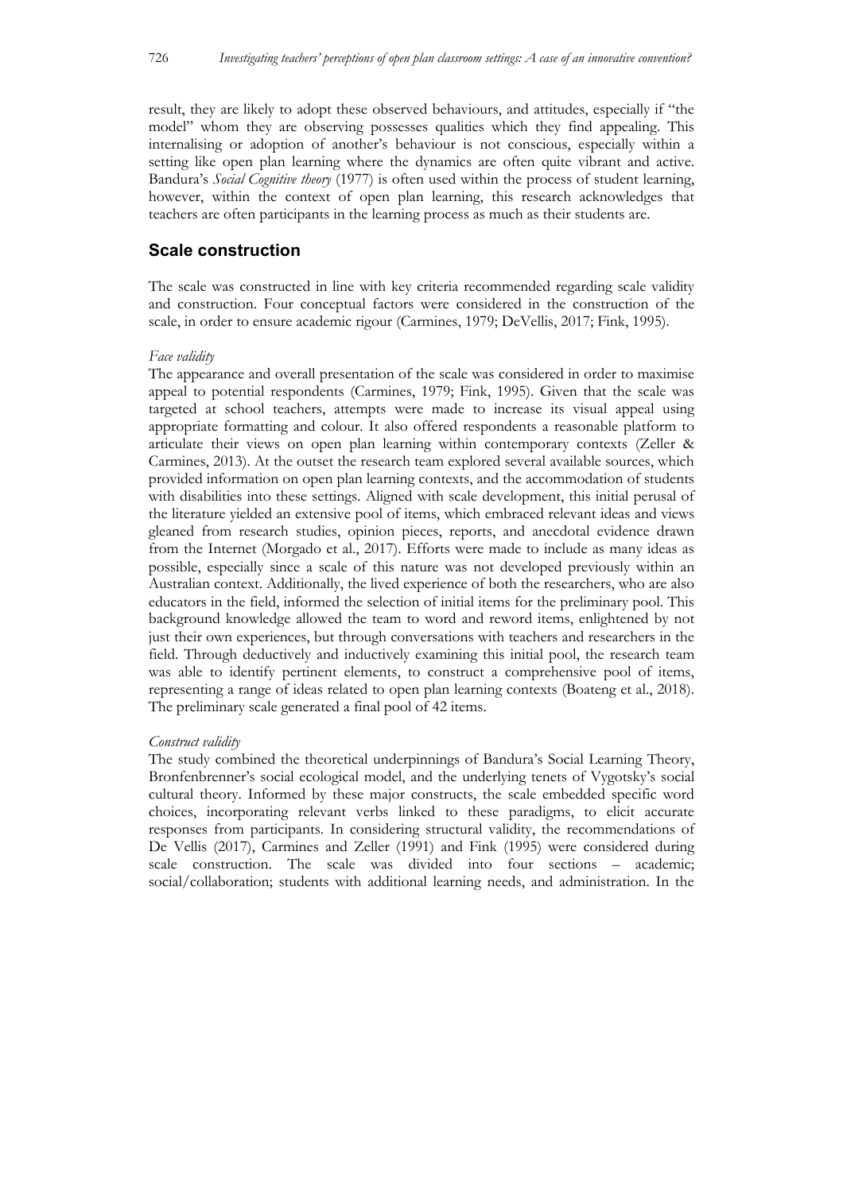result, they are likely to adopt these observed behaviours, and attitudes, especially if "the model" whom they are observing possesses qualities which they find appealing. This internalising or adoption of another's behaviour is not conscious, especially within a setting like open plan learning where the dynamics are often quite vibrant and active. Bandura's *Social Cognitive theory* (1977) is often used within the process of student learning, however, within the context of open plan learning, this research acknowledges that teachers are often participants in the learning process as much as their students are.

## Scale construction

The scale was constructed in line with key criteria recommended regarding scale validity and construction. Four conceptual factors were considered in the construction of the scale, in order to ensure academic rigour (Carmines, 1979; DeVellis, 2017; Fink, 1995).

*Face validity*

The appearance and overall presentation of the scale was considered in order to maximise appeal to potential respondents (Carmines, 1979; Fink, 1995). Given that the scale was targeted at school teachers, attempts were made to increase its visual appeal using appropriate formatting and colour. It also offered respondents a reasonable platform to articulate their views on open plan learning within contemporary contexts (Zeller & Carmines, 2013). At the outset the research team explored several available sources, which provided information on open plan learning contexts, and the accommodation of students with disabilities into these settings. Aligned with scale development, this initial perusal of the literature yielded an extensive pool of items, which embraced relevant ideas and views gleaned from research studies, opinion pieces, reports, and anecdotal evidence drawn from the Internet (Morgado et al., 2017). Efforts were made to include as many ideas as possible, especially since a scale of this nature was not developed previously within an Australian context. Additionally, the lived experience of both the researchers, who are also educators in the field, informed the selection of initial items for the preliminary pool. This background knowledge allowed the team to word and reword items, enlightened by not just their own experiences, but through conversations with teachers and researchers in the field. Through deductively and inductively examining this initial pool, the research team was able to identify pertinent elements, to construct a comprehensive pool of items, representing a range of ideas related to open plan learning contexts (Boateng et al., 2018). The preliminary scale generated a final pool of 42 items.

*Construct validity*

The study combined the theoretical underpinnings of Bandura's Social Learning Theory, Bronfenbrenner's social ecological model, and the underlying tenets of Vygotsky's social cultural theory. Informed by these major constructs, the scale embedded specific word choices, incorporating relevant verbs linked to these paradigms, to elicit accurate responses from participants. In considering structural validity, the recommendations of De Vellis (2017), Carmines and Zeller (1991) and Fink (1995) were considered during scale construction. The scale was divided into four sections – academic; social/collaboration; students with additional learning needs, and administration. In the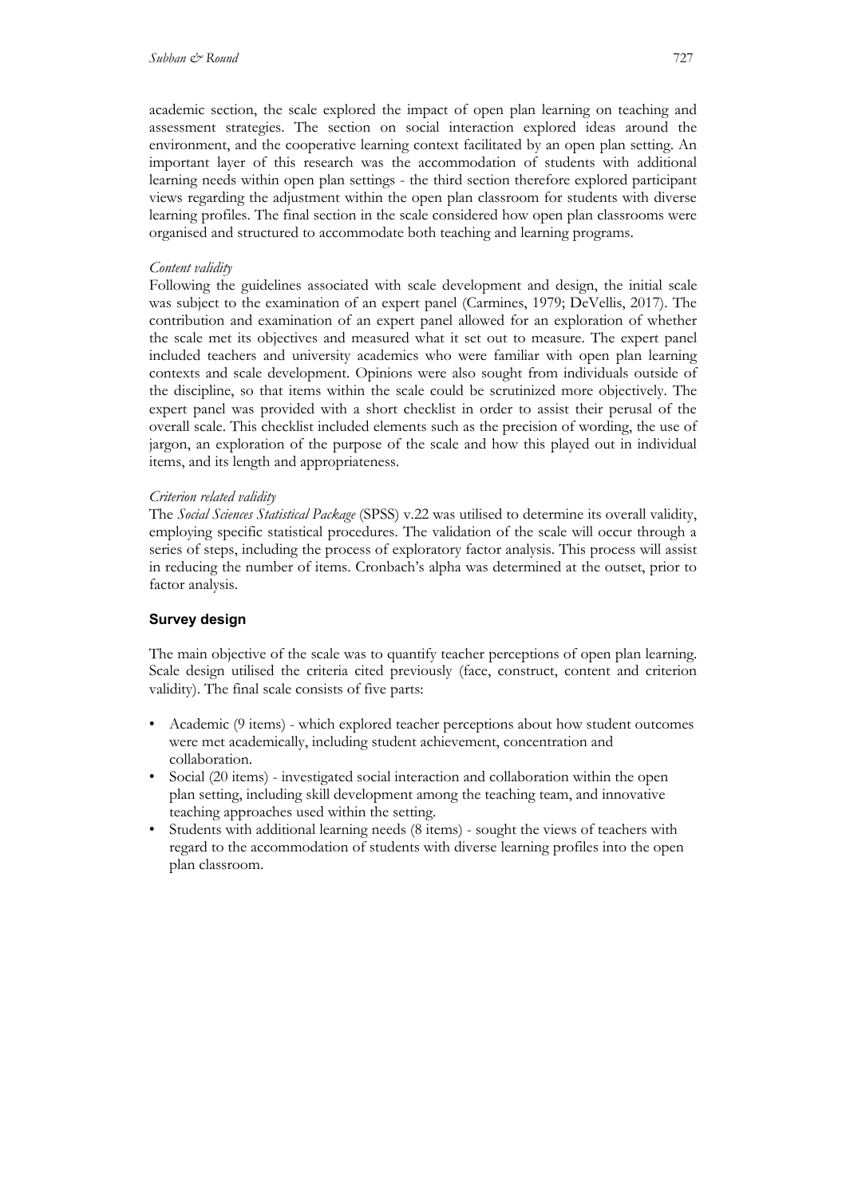academic section, the scale explored the impact of open plan learning on teaching and assessment strategies. The section on social interaction explored ideas around the environment, and the cooperative learning context facilitated by an open plan setting. An important layer of this research was the accommodation of students with additional learning needs within open plan settings - the third section therefore explored participant views regarding the adjustment within the open plan classroom for students with diverse learning profiles. The final section in the scale considered how open plan classrooms were organised and structured to accommodate both teaching and learning programs.

*Content validity*

Following the guidelines associated with scale development and design, the initial scale was subject to the examination of an expert panel (Carmines, 1979; DeVellis, 2017). The contribution and examination of an expert panel allowed for an exploration of whether the scale met its objectives and measured what it set out to measure. The expert panel included teachers and university academics who were familiar with open plan learning contexts and scale development. Opinions were also sought from individuals outside of the discipline, so that items within the scale could be scrutinized more objectively. The expert panel was provided with a short checklist in order to assist their perusal of the overall scale. This checklist included elements such as the precision of wording, the use of jargon, an exploration of the purpose of the scale and how this played out in individual items, and its length and appropriateness.

*Criterion related validity*

The *Social Sciences Statistical Package* (SPSS) v.22 was utilised to determine its overall validity, employing specific statistical procedures. The validation of the scale will occur through a series of steps, including the process of exploratory factor analysis. This process will assist in reducing the number of items. Cronbach's alpha was determined at the outset, prior to factor analysis.

### Survey design

The main objective of the scale was to quantify teacher perceptions of open plan learning. Scale design utilised the criteria cited previously (face, construct, content and criterion validity). The final scale consists of five parts:

- Academic (9 items) - which explored teacher perceptions about how student outcomes were met academically, including student achievement, concentration and collaboration.
- Social (20 items) - investigated social interaction and collaboration within the open plan setting, including skill development among the teaching team, and innovative teaching approaches used within the setting.
- Students with additional learning needs (8 items) - sought the views of teachers with regard to the accommodation of students with diverse learning profiles into the open plan classroom.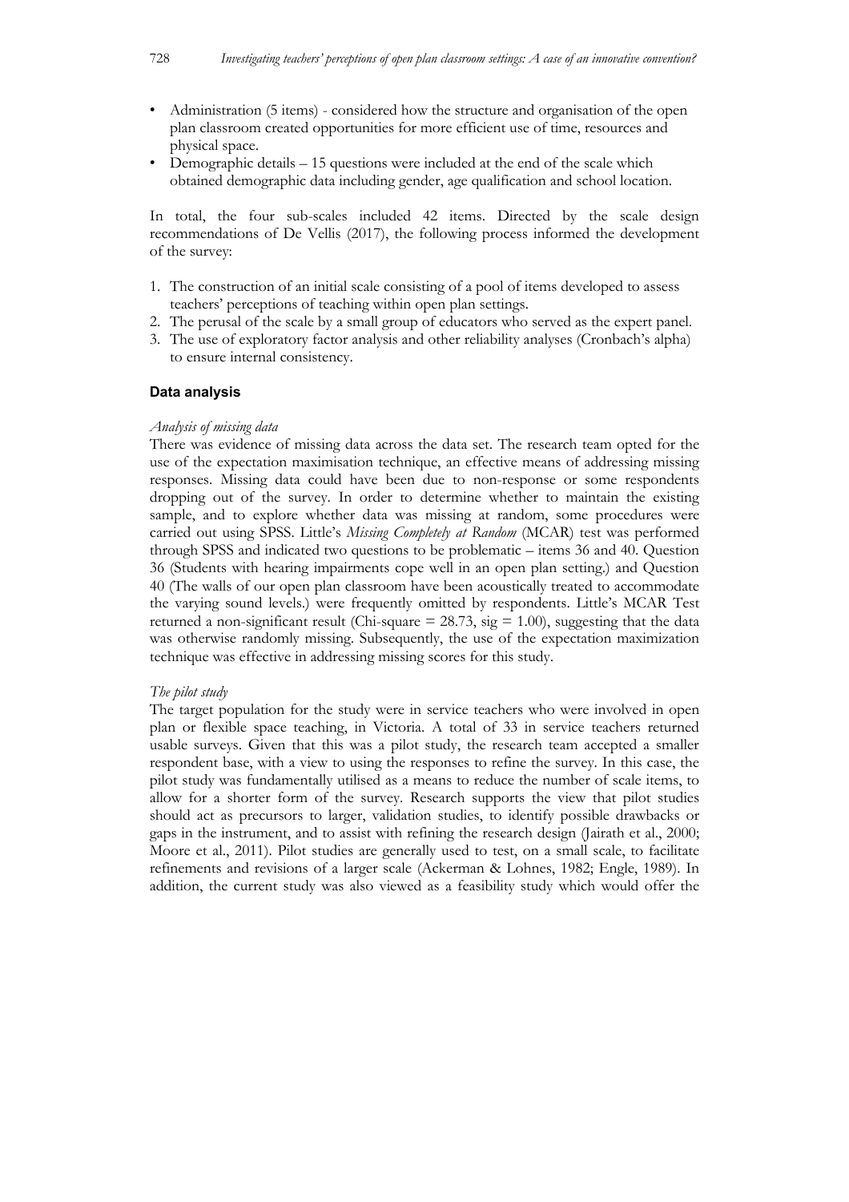- Administration (5 items) - considered how the structure and organisation of the open plan classroom created opportunities for more efficient use of time, resources and physical space.
- Demographic details – 15 questions were included at the end of the scale which obtained demographic data including gender, age qualification and school location.

In total, the four sub-scales included 42 items. Directed by the scale design recommendations of De Vellis (2017), the following process informed the development of the survey:

1. The construction of an initial scale consisting of a pool of items developed to assess teachers' perceptions of teaching within open plan settings.
2. The perusal of the scale by a small group of educators who served as the expert panel.
3. The use of exploratory factor analysis and other reliability analyses (Cronbach's alpha) to ensure internal consistency.

### Data analysis

*Analysis of missing data*

There was evidence of missing data across the data set. The research team opted for the use of the expectation maximisation technique, an effective means of addressing missing responses. Missing data could have been due to non-response or some respondents dropping out of the survey. In order to determine whether to maintain the existing sample, and to explore whether data was missing at random, some procedures were carried out using SPSS. Little's *Missing Completely at Random* (MCAR) test was performed through SPSS and indicated two questions to be problematic – items 36 and 40. Question 36 (Students with hearing impairments cope well in an open plan setting.) and Question 40 (The walls of our open plan classroom have been acoustically treated to accommodate the varying sound levels.) were frequently omitted by respondents. Little's MCAR Test returned a non-significant result (Chi-square = 28.73, sig = 1.00), suggesting that the data was otherwise randomly missing. Subsequently, the use of the expectation maximization technique was effective in addressing missing scores for this study.

*The pilot study*

The target population for the study were in service teachers who were involved in open plan or flexible space teaching, in Victoria. A total of 33 in service teachers returned usable surveys. Given that this was a pilot study, the research team accepted a smaller respondent base, with a view to using the responses to refine the survey. In this case, the pilot study was fundamentally utilised as a means to reduce the number of scale items, to allow for a shorter form of the survey. Research supports the view that pilot studies should act as precursors to larger, validation studies, to identify possible drawbacks or gaps in the instrument, and to assist with refining the research design (Jairath et al., 2000; Moore et al., 2011). Pilot studies are generally used to test, on a small scale, to facilitate refinements and revisions of a larger scale (Ackerman & Lohnes, 1982; Engle, 1989). In addition, the current study was also viewed as a feasibility study which would offer the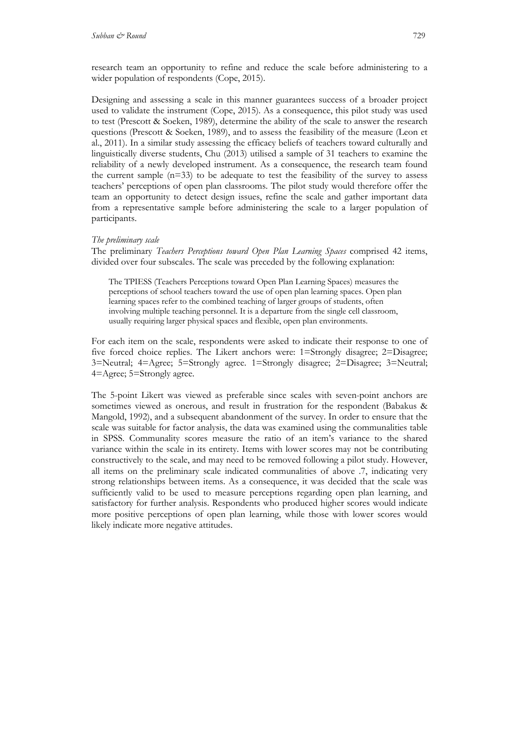research team an opportunity to refine and reduce the scale before administering to a wider population of respondents (Cope, 2015).

Designing and assessing a scale in this manner guarantees success of a broader project used to validate the instrument (Cope, 2015). As a consequence, this pilot study was used to test (Prescott & Soeken, 1989), determine the ability of the scale to answer the research questions (Prescott & Soeken, 1989), and to assess the feasibility of the measure (Leon et al., 2011). In a similar study assessing the efficacy beliefs of teachers toward culturally and linguistically diverse students, Chu (2013) utilised a sample of 31 teachers to examine the reliability of a newly developed instrument. As a consequence, the research team found the current sample (n=33) to be adequate to test the feasibility of the survey to assess teachers' perceptions of open plan classrooms. The pilot study would therefore offer the team an opportunity to detect design issues, refine the scale and gather important data from a representative sample before administering the scale to a larger population of participants.

*The preliminary scale*

The preliminary *Teachers Perceptions toward Open Plan Learning Spaces* comprised 42 items, divided over four subscales. The scale was preceded by the following explanation:

> The TPIESS (Teachers Perceptions toward Open Plan Learning Spaces) measures the perceptions of school teachers toward the use of open plan learning spaces. Open plan learning spaces refer to the combined teaching of larger groups of students, often involving multiple teaching personnel. It is a departure from the single cell classroom, usually requiring larger physical spaces and flexible, open plan environments.

For each item on the scale, respondents were asked to indicate their response to one of five forced choice replies. The Likert anchors were: 1=Strongly disagree; 2=Disagree; 3=Neutral; 4=Agree; 5=Strongly agree. 1=Strongly disagree; 2=Disagree; 3=Neutral; 4=Agree; 5=Strongly agree.

The 5-point Likert was viewed as preferable since scales with seven-point anchors are sometimes viewed as onerous, and result in frustration for the respondent (Babakus & Mangold, 1992), and a subsequent abandonment of the survey. In order to ensure that the scale was suitable for factor analysis, the data was examined using the communalities table in SPSS. Communality scores measure the ratio of an item's variance to the shared variance within the scale in its entirety. Items with lower scores may not be contributing constructively to the scale, and may need to be removed following a pilot study. However, all items on the preliminary scale indicated communalities of above .7, indicating very strong relationships between items. As a consequence, it was decided that the scale was sufficiently valid to be used to measure perceptions regarding open plan learning, and satisfactory for further analysis. Respondents who produced higher scores would indicate more positive perceptions of open plan learning, while those with lower scores would likely indicate more negative attitudes.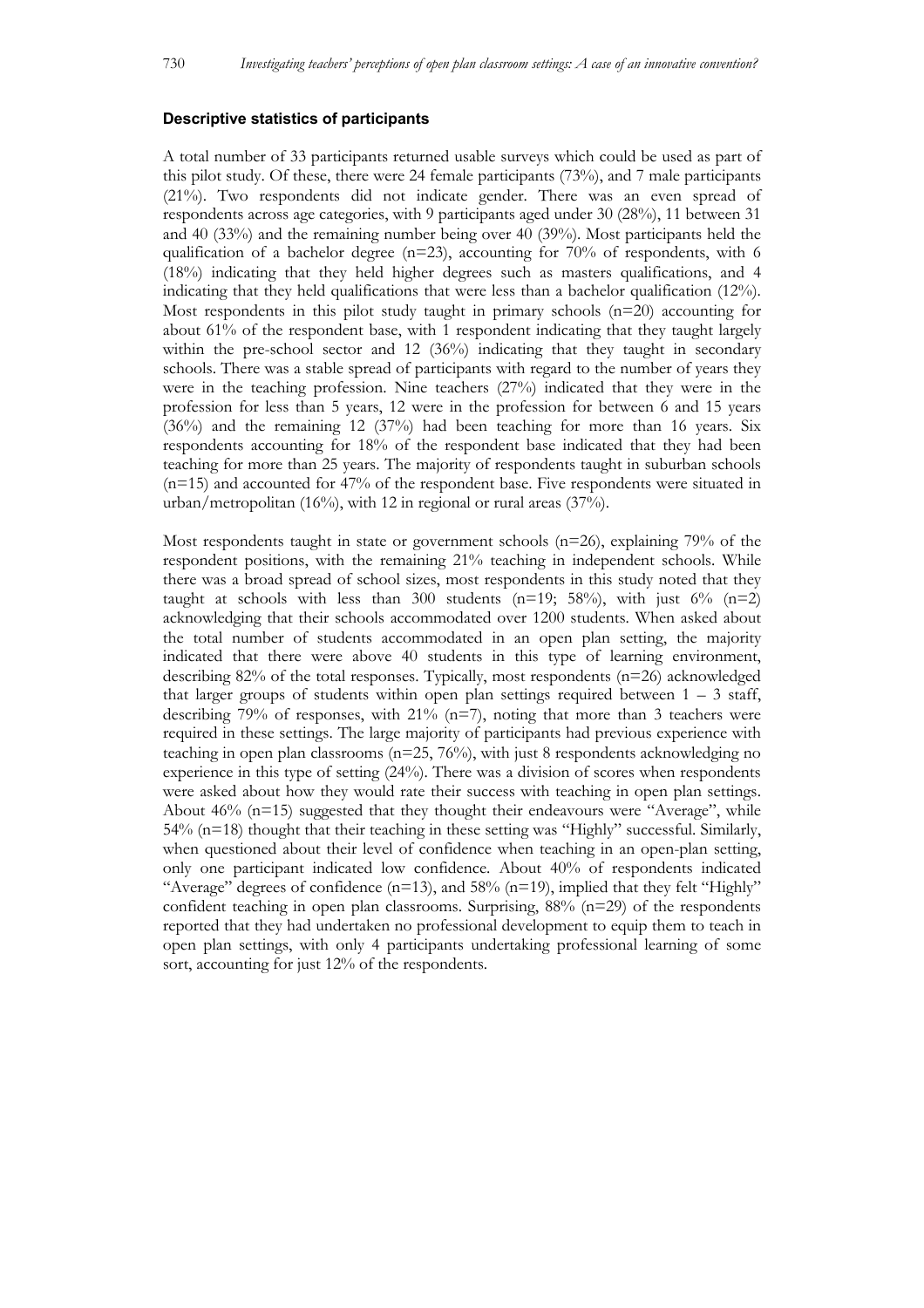### Descriptive statistics of participants

A total number of 33 participants returned usable surveys which could be used as part of this pilot study. Of these, there were 24 female participants (73%), and 7 male participants (21%). Two respondents did not indicate gender. There was an even spread of respondents across age categories, with 9 participants aged under 30 (28%), 11 between 31 and 40 (33%) and the remaining number being over 40 (39%). Most participants held the qualification of a bachelor degree (n=23), accounting for 70% of respondents, with 6 (18%) indicating that they held higher degrees such as masters qualifications, and 4 indicating that they held qualifications that were less than a bachelor qualification (12%). Most respondents in this pilot study taught in primary schools (n=20) accounting for about 61% of the respondent base, with 1 respondent indicating that they taught largely within the pre-school sector and 12 (36%) indicating that they taught in secondary schools. There was a stable spread of participants with regard to the number of years they were in the teaching profession. Nine teachers (27%) indicated that they were in the profession for less than 5 years, 12 were in the profession for between 6 and 15 years (36%) and the remaining 12 (37%) had been teaching for more than 16 years. Six respondents accounting for 18% of the respondent base indicated that they had been teaching for more than 25 years. The majority of respondents taught in suburban schools (n=15) and accounted for 47% of the respondent base. Five respondents were situated in urban/metropolitan (16%), with 12 in regional or rural areas (37%).

Most respondents taught in state or government schools (n=26), explaining 79% of the respondent positions, with the remaining 21% teaching in independent schools. While there was a broad spread of school sizes, most respondents in this study noted that they taught at schools with less than 300 students (n=19; 58%), with just 6% (n=2) acknowledging that their schools accommodated over 1200 students. When asked about the total number of students accommodated in an open plan setting, the majority indicated that there were above 40 students in this type of learning environment, describing 82% of the total responses. Typically, most respondents (n=26) acknowledged that larger groups of students within open plan settings required between 1 – 3 staff, describing 79% of responses, with 21% (n=7), noting that more than 3 teachers were required in these settings. The large majority of participants had previous experience with teaching in open plan classrooms (n=25, 76%), with just 8 respondents acknowledging no experience in this type of setting (24%). There was a division of scores when respondents were asked about how they would rate their success with teaching in open plan settings. About 46% (n=15) suggested that they thought their endeavours were "Average", while 54% (n=18) thought that their teaching in these setting was "Highly" successful. Similarly, when questioned about their level of confidence when teaching in an open-plan setting, only one participant indicated low confidence. About 40% of respondents indicated "Average" degrees of confidence (n=13), and 58% (n=19), implied that they felt "Highly" confident teaching in open plan classrooms. Surprising, 88% (n=29) of the respondents reported that they had undertaken no professional development to equip them to teach in open plan settings, with only 4 participants undertaking professional learning of some sort, accounting for just 12% of the respondents.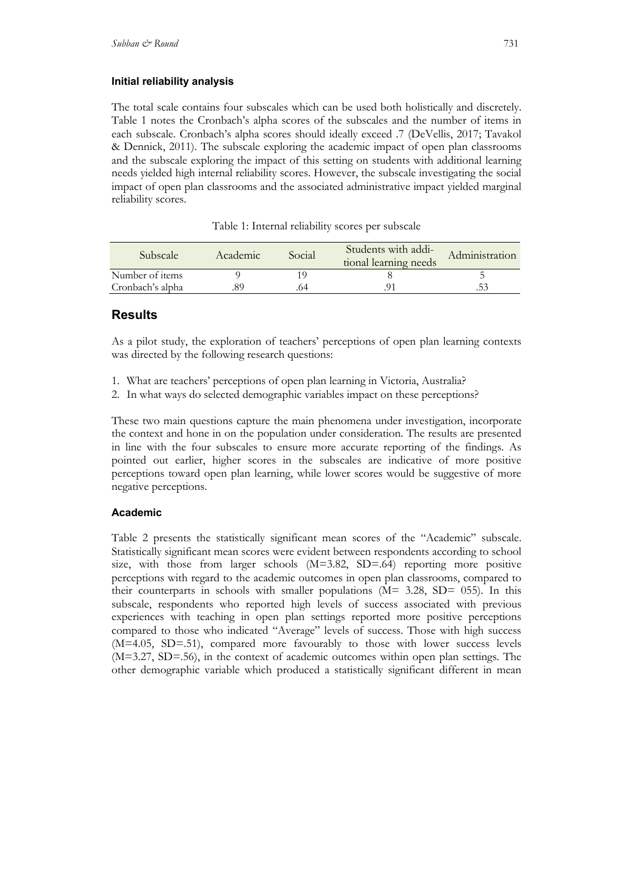### Initial reliability analysis

The total scale contains four subscales which can be used both holistically and discretely. Table 1 notes the Cronbach's alpha scores of the subscales and the number of items in each subscale. Cronbach's alpha scores should ideally exceed .7 (DeVellis, 2017; Tavakol & Dennick, 2011). The subscale exploring the academic impact of open plan classrooms and the subscale exploring the impact of this setting on students with additional learning needs yielded high internal reliability scores. However, the subscale investigating the social impact of open plan classrooms and the associated administrative impact yielded marginal reliability scores.

Table 1: Internal reliability scores per subscale

| Subscale | Academic | Social | Students with additional learning needs | Administration |
|---|---|---|---|---|
| Number of items | 9 | 19 | 8 | 5 |
| Cronbach's alpha | .89 | .64 | .91 | .53 |

## Results

As a pilot study, the exploration of teachers' perceptions of open plan learning contexts was directed by the following research questions:

1. What are teachers' perceptions of open plan learning in Victoria, Australia?
2. In what ways do selected demographic variables impact on these perceptions?

These two main questions capture the main phenomena under investigation, incorporate the context and hone in on the population under consideration. The results are presented in line with the four subscales to ensure more accurate reporting of the findings. As pointed out earlier, higher scores in the subscales are indicative of more positive perceptions toward open plan learning, while lower scores would be suggestive of more negative perceptions.

### Academic

Table 2 presents the statistically significant mean scores of the "Academic" subscale. Statistically significant mean scores were evident between respondents according to school size, with those from larger schools (M=3.82, SD=.64) reporting more positive perceptions with regard to the academic outcomes in open plan classrooms, compared to their counterparts in schools with smaller populations (M= 3.28, SD= 055). In this subscale, respondents who reported high levels of success associated with previous experiences with teaching in open plan settings reported more positive perceptions compared to those who indicated "Average" levels of success. Those with high success (M=4.05, SD=.51), compared more favourably to those with lower success levels (M=3.27, SD=.56), in the context of academic outcomes within open plan settings. The other demographic variable which produced a statistically significant different in mean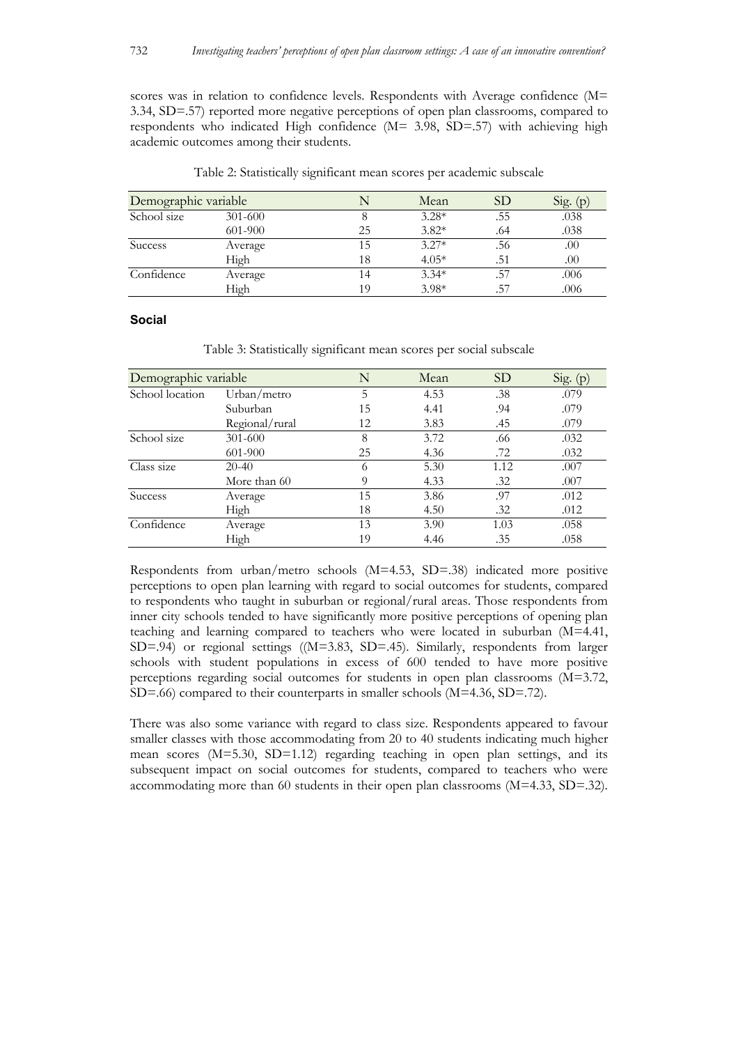scores was in relation to confidence levels. Respondents with Average confidence (M= 3.34, SD=.57) reported more negative perceptions of open plan classrooms, compared to respondents who indicated High confidence (M= 3.98, SD=.57) with achieving high academic outcomes among their students.

Table 2: Statistically significant mean scores per academic subscale

| Demographic variable | | N | Mean | SD | Sig. (p) |
|---|---|---|---|---|---|
| School size | 301-600 | 8 | 3.28* | .55 | .038 |
| | 601-900 | 25 | 3.82* | .64 | .038 |
| Success | Average | 15 | 3.27* | .56 | .00 |
| | High | 18 | 4.05* | .51 | .00 |
| Confidence | Average | 14 | 3.34* | .57 | .006 |
| | High | 19 | 3.98* | .57 | .006 |

**Social**

Table 3: Statistically significant mean scores per social subscale

| Demographic variable | | N | Mean | SD | Sig. (p) |
|---|---|---|---|---|---|
| School location | Urban/metro | 5 | 4.53 | .38 | .079 |
| | Suburban | 15 | 4.41 | .94 | .079 |
| | Regional/rural | 12 | 3.83 | .45 | .079 |
| School size | 301-600 | 8 | 3.72 | .66 | .032 |
| | 601-900 | 25 | 4.36 | .72 | .032 |
| Class size | 20-40 | 6 | 5.30 | 1.12 | .007 |
| | More than 60 | 9 | 4.33 | .32 | .007 |
| Success | Average | 15 | 3.86 | .97 | .012 |
| | High | 18 | 4.50 | .32 | .012 |
| Confidence | Average | 13 | 3.90 | 1.03 | .058 |
| | High | 19 | 4.46 | .35 | .058 |

Respondents from urban/metro schools (M=4.53, SD=.38) indicated more positive perceptions to open plan learning with regard to social outcomes for students, compared to respondents who taught in suburban or regional/rural areas. Those respondents from inner city schools tended to have significantly more positive perceptions of opening plan teaching and learning compared to teachers who were located in suburban (M=4.41, SD=.94) or regional settings ((M=3.83, SD=.45). Similarly, respondents from larger schools with student populations in excess of 600 tended to have more positive perceptions regarding social outcomes for students in open plan classrooms (M=3.72, SD=.66) compared to their counterparts in smaller schools (M=4.36, SD=.72).

There was also some variance with regard to class size. Respondents appeared to favour smaller classes with those accommodating from 20 to 40 students indicating much higher mean scores (M=5.30, SD=1.12) regarding teaching in open plan settings, and its subsequent impact on social outcomes for students, compared to teachers who were accommodating more than 60 students in their open plan classrooms (M=4.33, SD=.32).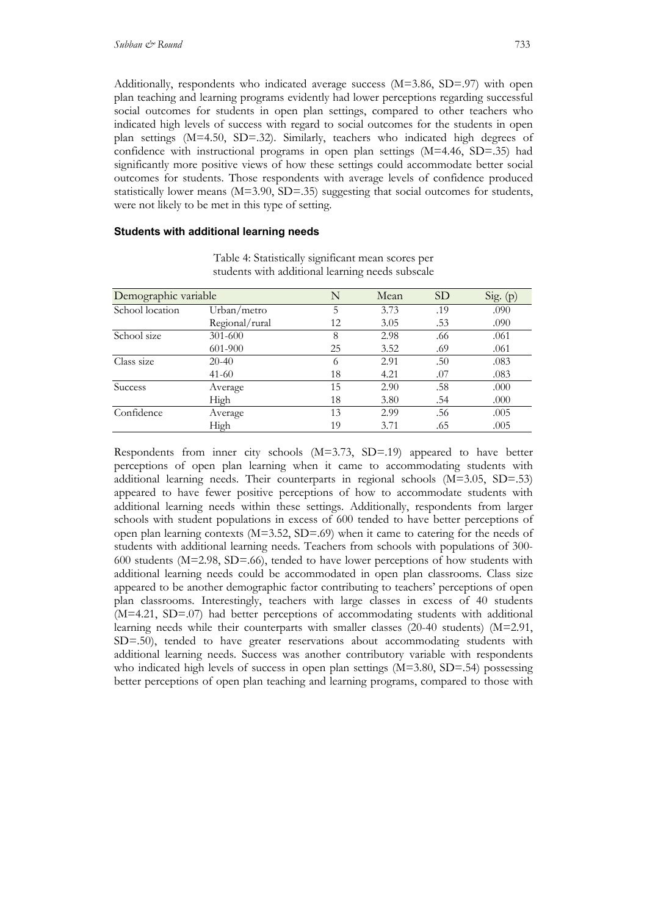Additionally, respondents who indicated average success (M=3.86, SD=.97) with open plan teaching and learning programs evidently had lower perceptions regarding successful social outcomes for students in open plan settings, compared to other teachers who indicated high levels of success with regard to social outcomes for the students in open plan settings (M=4.50, SD=.32). Similarly, teachers who indicated high degrees of confidence with instructional programs in open plan settings (M=4.46, SD=.35) had significantly more positive views of how these settings could accommodate better social outcomes for students. Those respondents with average levels of confidence produced statistically lower means (M=3.90, SD=.35) suggesting that social outcomes for students, were not likely to be met in this type of setting.

### Students with additional learning needs

Table 4: Statistically significant mean scores per students with additional learning needs subscale

| Demographic variable | | N | Mean | SD | Sig. (p) |
|---|---|---|---|---|---|
| School location | Urban/metro | 5 | 3.73 | .19 | .090 |
| | Regional/rural | 12 | 3.05 | .53 | .090 |
| School size | 301-600 | 8 | 2.98 | .66 | .061 |
| | 601-900 | 25 | 3.52 | .69 | .061 |
| Class size | 20-40 | 6 | 2.91 | .50 | .083 |
| | 41-60 | 18 | 4.21 | .07 | .083 |
| Success | Average | 15 | 2.90 | .58 | .000 |
| | High | 18 | 3.80 | .54 | .000 |
| Confidence | Average | 13 | 2.99 | .56 | .005 |
| | High | 19 | 3.71 | .65 | .005 |

Respondents from inner city schools (M=3.73, SD=.19) appeared to have better perceptions of open plan learning when it came to accommodating students with additional learning needs. Their counterparts in regional schools (M=3.05, SD=.53) appeared to have fewer positive perceptions of how to accommodate students with additional learning needs within these settings. Additionally, respondents from larger schools with student populations in excess of 600 tended to have better perceptions of open plan learning contexts (M=3.52, SD=.69) when it came to catering for the needs of students with additional learning needs. Teachers from schools with populations of 300-600 students (M=2.98, SD=.66), tended to have lower perceptions of how students with additional learning needs could be accommodated in open plan classrooms. Class size appeared to be another demographic factor contributing to teachers' perceptions of open plan classrooms. Interestingly, teachers with large classes in excess of 40 students (M=4.21, SD=.07) had better perceptions of accommodating students with additional learning needs while their counterparts with smaller classes (20-40 students) (M=2.91, SD=.50), tended to have greater reservations about accommodating students with additional learning needs. Success was another contributory variable with respondents who indicated high levels of success in open plan settings (M=3.80, SD=.54) possessing better perceptions of open plan teaching and learning programs, compared to those with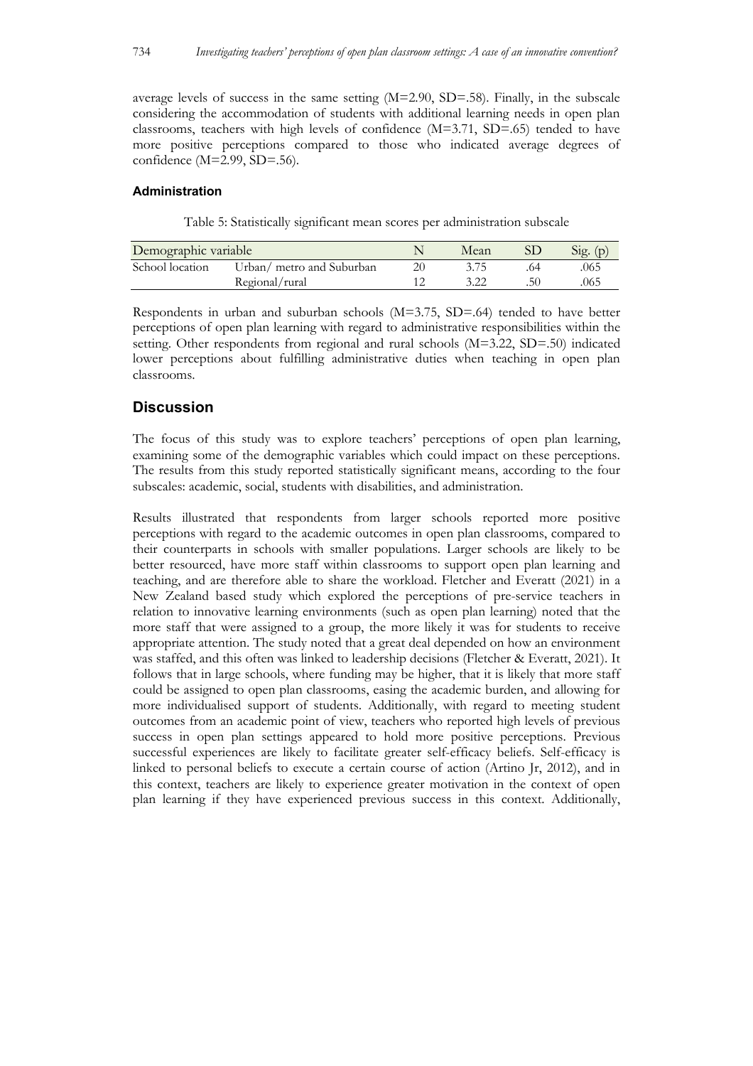average levels of success in the same setting (M=2.90, SD=.58). Finally, in the subscale considering the accommodation of students with additional learning needs in open plan classrooms, teachers with high levels of confidence (M=3.71, SD=.65) tended to have more positive perceptions compared to those who indicated average degrees of confidence (M=2.99, SD=.56).

### Administration

Table 5: Statistically significant mean scores per administration subscale

| Demographic variable | | N | Mean | SD | Sig. (p) |
|---|---|---|---|---|---|
| School location | Urban/ metro and Suburban | 20 | 3.75 | .64 | .065 |
| | Regional/rural | 12 | 3.22 | .50 | .065 |

Respondents in urban and suburban schools (M=3.75, SD=.64) tended to have better perceptions of open plan learning with regard to administrative responsibilities within the setting. Other respondents from regional and rural schools (M=3.22, SD=.50) indicated lower perceptions about fulfilling administrative duties when teaching in open plan classrooms.

## Discussion

The focus of this study was to explore teachers' perceptions of open plan learning, examining some of the demographic variables which could impact on these perceptions. The results from this study reported statistically significant means, according to the four subscales: academic, social, students with disabilities, and administration.

Results illustrated that respondents from larger schools reported more positive perceptions with regard to the academic outcomes in open plan classrooms, compared to their counterparts in schools with smaller populations. Larger schools are likely to be better resourced, have more staff within classrooms to support open plan learning and teaching, and are therefore able to share the workload. Fletcher and Everatt (2021) in a New Zealand based study which explored the perceptions of pre-service teachers in relation to innovative learning environments (such as open plan learning) noted that the more staff that were assigned to a group, the more likely it was for students to receive appropriate attention. The study noted that a great deal depended on how an environment was staffed, and this often was linked to leadership decisions (Fletcher & Everatt, 2021). It follows that in large schools, where funding may be higher, that it is likely that more staff could be assigned to open plan classrooms, easing the academic burden, and allowing for more individualised support of students. Additionally, with regard to meeting student outcomes from an academic point of view, teachers who reported high levels of previous success in open plan settings appeared to hold more positive perceptions. Previous successful experiences are likely to facilitate greater self-efficacy beliefs. Self-efficacy is linked to personal beliefs to execute a certain course of action (Artino Jr, 2012), and in this context, teachers are likely to experience greater motivation in the context of open plan learning if they have experienced previous success in this context. Additionally,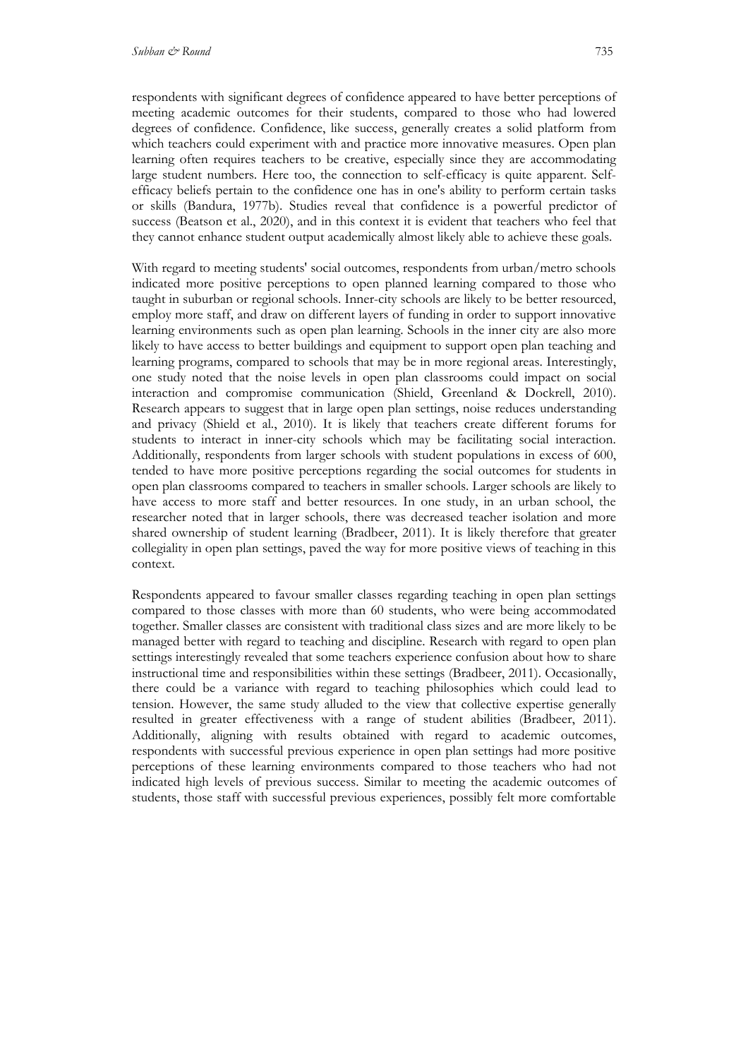respondents with significant degrees of confidence appeared to have better perceptions of meeting academic outcomes for their students, compared to those who had lowered degrees of confidence. Confidence, like success, generally creates a solid platform from which teachers could experiment with and practice more innovative measures. Open plan learning often requires teachers to be creative, especially since they are accommodating large student numbers. Here too, the connection to self-efficacy is quite apparent. Self-efficacy beliefs pertain to the confidence one has in one's ability to perform certain tasks or skills (Bandura, 1977b). Studies reveal that confidence is a powerful predictor of success (Beatson et al., 2020), and in this context it is evident that teachers who feel that they cannot enhance student output academically almost likely able to achieve these goals.

With regard to meeting students' social outcomes, respondents from urban/metro schools indicated more positive perceptions to open planned learning compared to those who taught in suburban or regional schools. Inner-city schools are likely to be better resourced, employ more staff, and draw on different layers of funding in order to support innovative learning environments such as open plan learning. Schools in the inner city are also more likely to have access to better buildings and equipment to support open plan teaching and learning programs, compared to schools that may be in more regional areas. Interestingly, one study noted that the noise levels in open plan classrooms could impact on social interaction and compromise communication (Shield, Greenland & Dockrell, 2010). Research appears to suggest that in large open plan settings, noise reduces understanding and privacy (Shield et al., 2010). It is likely that teachers create different forums for students to interact in inner-city schools which may be facilitating social interaction. Additionally, respondents from larger schools with student populations in excess of 600, tended to have more positive perceptions regarding the social outcomes for students in open plan classrooms compared to teachers in smaller schools. Larger schools are likely to have access to more staff and better resources. In one study, in an urban school, the researcher noted that in larger schools, there was decreased teacher isolation and more shared ownership of student learning (Bradbeer, 2011). It is likely therefore that greater collegiality in open plan settings, paved the way for more positive views of teaching in this context.

Respondents appeared to favour smaller classes regarding teaching in open plan settings compared to those classes with more than 60 students, who were being accommodated together. Smaller classes are consistent with traditional class sizes and are more likely to be managed better with regard to teaching and discipline. Research with regard to open plan settings interestingly revealed that some teachers experience confusion about how to share instructional time and responsibilities within these settings (Bradbeer, 2011). Occasionally, there could be a variance with regard to teaching philosophies which could lead to tension. However, the same study alluded to the view that collective expertise generally resulted in greater effectiveness with a range of student abilities (Bradbeer, 2011). Additionally, aligning with results obtained with regard to academic outcomes, respondents with successful previous experience in open plan settings had more positive perceptions of these learning environments compared to those teachers who had not indicated high levels of previous success. Similar to meeting the academic outcomes of students, those staff with successful previous experiences, possibly felt more comfortable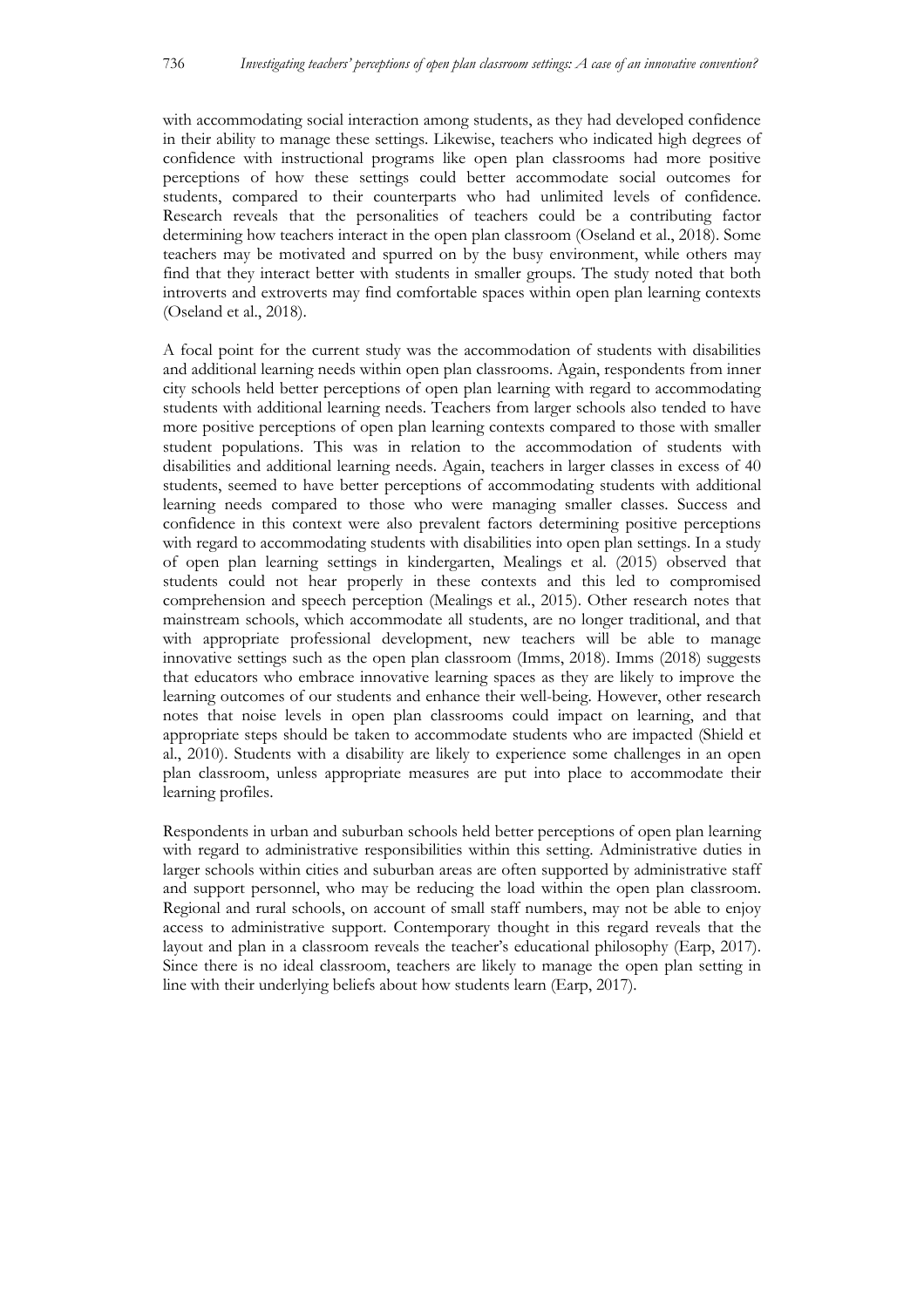with accommodating social interaction among students, as they had developed confidence in their ability to manage these settings. Likewise, teachers who indicated high degrees of confidence with instructional programs like open plan classrooms had more positive perceptions of how these settings could better accommodate social outcomes for students, compared to their counterparts who had unlimited levels of confidence. Research reveals that the personalities of teachers could be a contributing factor determining how teachers interact in the open plan classroom (Oseland et al., 2018). Some teachers may be motivated and spurred on by the busy environment, while others may find that they interact better with students in smaller groups. The study noted that both introverts and extroverts may find comfortable spaces within open plan learning contexts (Oseland et al., 2018).

A focal point for the current study was the accommodation of students with disabilities and additional learning needs within open plan classrooms. Again, respondents from inner city schools held better perceptions of open plan learning with regard to accommodating students with additional learning needs. Teachers from larger schools also tended to have more positive perceptions of open plan learning contexts compared to those with smaller student populations. This was in relation to the accommodation of students with disabilities and additional learning needs. Again, teachers in larger classes in excess of 40 students, seemed to have better perceptions of accommodating students with additional learning needs compared to those who were managing smaller classes. Success and confidence in this context were also prevalent factors determining positive perceptions with regard to accommodating students with disabilities into open plan settings. In a study of open plan learning settings in kindergarten, Mealings et al. (2015) observed that students could not hear properly in these contexts and this led to compromised comprehension and speech perception (Mealings et al., 2015). Other research notes that mainstream schools, which accommodate all students, are no longer traditional, and that with appropriate professional development, new teachers will be able to manage innovative settings such as the open plan classroom (Imms, 2018). Imms (2018) suggests that educators who embrace innovative learning spaces as they are likely to improve the learning outcomes of our students and enhance their well-being. However, other research notes that noise levels in open plan classrooms could impact on learning, and that appropriate steps should be taken to accommodate students who are impacted (Shield et al., 2010). Students with a disability are likely to experience some challenges in an open plan classroom, unless appropriate measures are put into place to accommodate their learning profiles.

Respondents in urban and suburban schools held better perceptions of open plan learning with regard to administrative responsibilities within this setting. Administrative duties in larger schools within cities and suburban areas are often supported by administrative staff and support personnel, who may be reducing the load within the open plan classroom. Regional and rural schools, on account of small staff numbers, may not be able to enjoy access to administrative support. Contemporary thought in this regard reveals that the layout and plan in a classroom reveals the teacher's educational philosophy (Earp, 2017). Since there is no ideal classroom, teachers are likely to manage the open plan setting in line with their underlying beliefs about how students learn (Earp, 2017).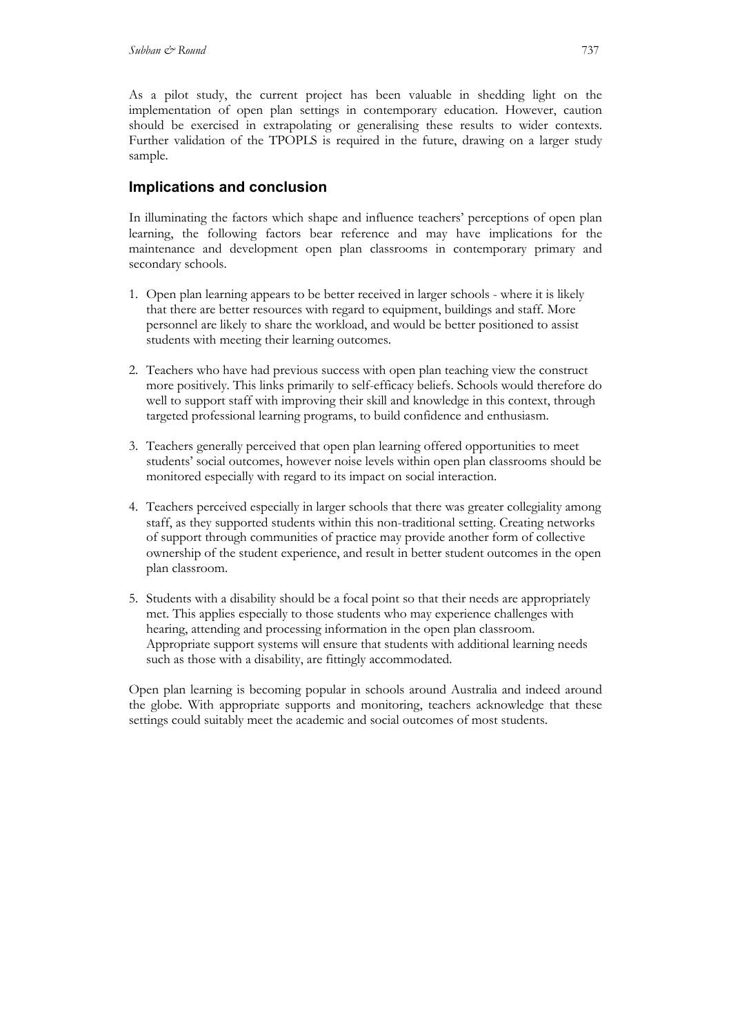As a pilot study, the current project has been valuable in shedding light on the implementation of open plan settings in contemporary education. However, caution should be exercised in extrapolating or generalising these results to wider contexts. Further validation of the TPOPLS is required in the future, drawing on a larger study sample.

## Implications and conclusion

In illuminating the factors which shape and influence teachers' perceptions of open plan learning, the following factors bear reference and may have implications for the maintenance and development open plan classrooms in contemporary primary and secondary schools.

1. Open plan learning appears to be better received in larger schools - where it is likely that there are better resources with regard to equipment, buildings and staff. More personnel are likely to share the workload, and would be better positioned to assist students with meeting their learning outcomes.

2. Teachers who have had previous success with open plan teaching view the construct more positively. This links primarily to self-efficacy beliefs. Schools would therefore do well to support staff with improving their skill and knowledge in this context, through targeted professional learning programs, to build confidence and enthusiasm.

3. Teachers generally perceived that open plan learning offered opportunities to meet students' social outcomes, however noise levels within open plan classrooms should be monitored especially with regard to its impact on social interaction.

4. Teachers perceived especially in larger schools that there was greater collegiality among staff, as they supported students within this non-traditional setting. Creating networks of support through communities of practice may provide another form of collective ownership of the student experience, and result in better student outcomes in the open plan classroom.

5. Students with a disability should be a focal point so that their needs are appropriately met. This applies especially to those students who may experience challenges with hearing, attending and processing information in the open plan classroom. Appropriate support systems will ensure that students with additional learning needs such as those with a disability, are fittingly accommodated.

Open plan learning is becoming popular in schools around Australia and indeed around the globe. With appropriate supports and monitoring, teachers acknowledge that these settings could suitably meet the academic and social outcomes of most students.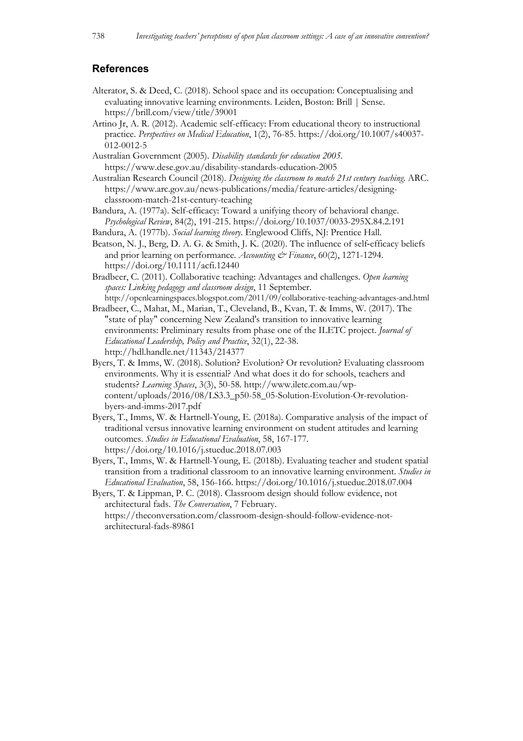## References

Alterator, S. & Deed, C. (2018). School space and its occupation: Conceptualising and evaluating innovative learning environments. Leiden, Boston: Brill | Sense. https://brill.com/view/title/39001

Artino Jr, A. R. (2012). Academic self-efficacy: From educational theory to instructional practice. *Perspectives on Medical Education*, 1(2), 76-85. https://doi.org/10.1007/s40037-012-0012-5

Australian Government (2005). *Disability standards for education 2005*. https://www.dese.gov.au/disability-standards-education-2005

Australian Research Council (2018). *Designing the classroom to match 21st century teaching*. ARC. https://www.arc.gov.au/news-publications/media/feature-articles/designing-classroom-match-21st-century-teaching

Bandura, A. (1977a). Self-efficacy: Toward a unifying theory of behavioral change. *Psychological Review*, 84(2), 191-215. https://doi.org/10.1037/0033-295X.84.2.191

Bandura, A. (1977b). *Social learning theory*. Englewood Cliffs, NJ: Prentice Hall.

Beatson, N. J., Berg, D. A. G. & Smith, J. K. (2020). The influence of self-efficacy beliefs and prior learning on performance. *Accounting & Finance*, 60(2), 1271-1294. https://doi.org/10.1111/acfi.12440

Bradbeer, C. (2011). Collaborative teaching: Advantages and challenges. *Open learning spaces: Linking pedagogy and classroom design*, 11 September. http://openlearningspaces.blogspot.com/2011/09/collaborative-teaching-advantages-and.html

Bradbeer, C., Mahat, M., Marian, T., Cleveland, B., Kvan, T. & Imms, W. (2017). The "state of play" concerning New Zealand's transition to innovative learning environments: Preliminary results from phase one of the ILETC project. *Journal of Educational Leadership, Policy and Practice*, 32(1), 22-38. http://hdl.handle.net/11343/214377

Byers, T. & Imms, W. (2018). Solution? Evolution? Or revolution? Evaluating classroom environments. Why it is essential? And what does it do for schools, teachers and students? *Learning Spaces*, 3(3), 50-58. http://www.iletc.com.au/wp-content/uploads/2016/08/LS3.3_p50-58_05-Solution-Evolution-Or-revolution-byers-and-imms-2017.pdf

Byers, T., Imms, W. & Hartnell-Young, E. (2018a). Comparative analysis of the impact of traditional versus innovative learning environment on student attitudes and learning outcomes. *Studies in Educational Evaluation*, 58, 167-177. https://doi.org/10.1016/j.stueduc.2018.07.003

Byers, T., Imms, W. & Hartnell-Young, E. (2018b). Evaluating teacher and student spatial transition from a traditional classroom to an innovative learning environment. *Studies in Educational Evaluation*, 58, 156-166. https://doi.org/10.1016/j.stueduc.2018.07.004

Byers, T. & Lippman, P. C. (2018). Classroom design should follow evidence, not architectural fads. *The Conversation*, 7 February. https://theconversation.com/classroom-design-should-follow-evidence-not-architectural-fads-89861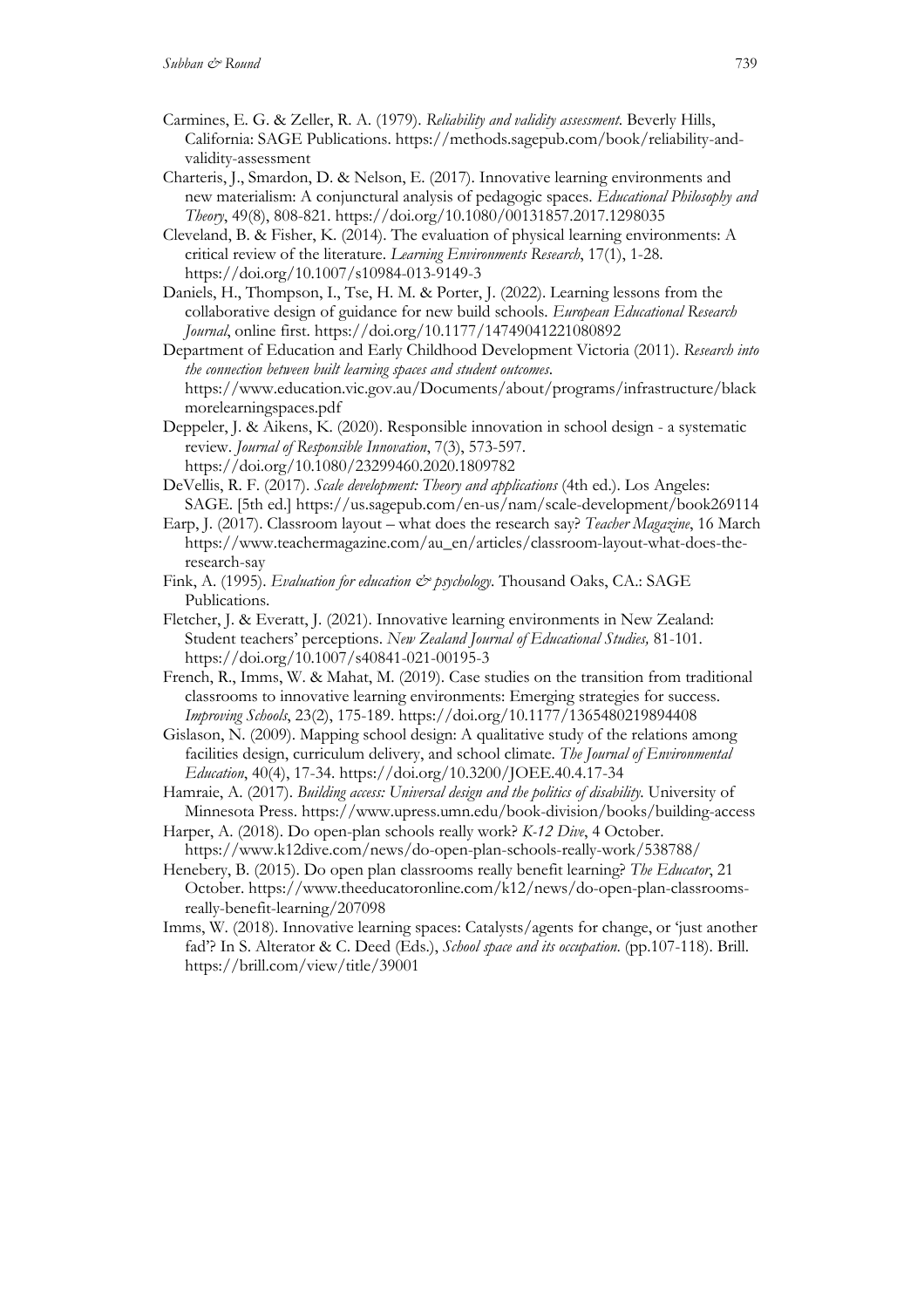Carmines, E. G. & Zeller, R. A. (1979). *Reliability and validity assessment*. Beverly Hills, California: SAGE Publications. https://methods.sagepub.com/book/reliability-and-validity-assessment

Charteris, J., Smardon, D. & Nelson, E. (2017). Innovative learning environments and new materialism: A conjunctural analysis of pedagogic spaces. *Educational Philosophy and Theory*, 49(8), 808-821. https://doi.org/10.1080/00131857.2017.1298035

Cleveland, B. & Fisher, K. (2014). The evaluation of physical learning environments: A critical review of the literature. *Learning Environments Research*, 17(1), 1-28. https://doi.org/10.1007/s10984-013-9149-3

Daniels, H., Thompson, I., Tse, H. M. & Porter, J. (2022). Learning lessons from the collaborative design of guidance for new build schools. *European Educational Research Journal*, online first. https://doi.org/10.1177/14749041221080892

Department of Education and Early Childhood Development Victoria (2011). *Research into the connection between built learning spaces and student outcomes*. https://www.education.vic.gov.au/Documents/about/programs/infrastructure/blackmorelearningspaces.pdf

Deppeler, J. & Aikens, K. (2020). Responsible innovation in school design - a systematic review. *Journal of Responsible Innovation*, 7(3), 573-597. https://doi.org/10.1080/23299460.2020.1809782

DeVellis, R. F. (2017). *Scale development: Theory and applications* (4th ed.). Los Angeles: SAGE. [5th ed.] https://us.sagepub.com/en-us/nam/scale-development/book269114

Earp, J. (2017). Classroom layout – what does the research say? *Teacher Magazine*, 16 March https://www.teachermagazine.com/au_en/articles/classroom-layout-what-does-the-research-say

Fink, A. (1995). *Evaluation for education & psychology*. Thousand Oaks, CA.: SAGE Publications.

Fletcher, J. & Everatt, J. (2021). Innovative learning environments in New Zealand: Student teachers' perceptions. *New Zealand Journal of Educational Studies,* 81-101. https://doi.org/10.1007/s40841-021-00195-3

French, R., Imms, W. & Mahat, M. (2019). Case studies on the transition from traditional classrooms to innovative learning environments: Emerging strategies for success. *Improving Schools*, 23(2), 175-189. https://doi.org/10.1177/1365480219894408

Gislason, N. (2009). Mapping school design: A qualitative study of the relations among facilities design, curriculum delivery, and school climate. *The Journal of Environmental Education*, 40(4), 17-34. https://doi.org/10.3200/JOEE.40.4.17-34

Hamraie, A. (2017). *Building access: Universal design and the politics of disability*. University of Minnesota Press. https://www.upress.umn.edu/book-division/books/building-access

Harper, A. (2018). Do open-plan schools really work? *K-12 Dive*, 4 October. https://www.k12dive.com/news/do-open-plan-schools-really-work/538788/

Henebery, B. (2015). Do open plan classrooms really benefit learning? *The Educator*, 21 October. https://www.theeducatoronline.com/k12/news/do-open-plan-classrooms-really-benefit-learning/207098

Imms, W. (2018). Innovative learning spaces: Catalysts/agents for change, or 'just another fad'? In S. Alterator & C. Deed (Eds.), *School space and its occupation*. (pp.107-118). Brill. https://brill.com/view/title/39001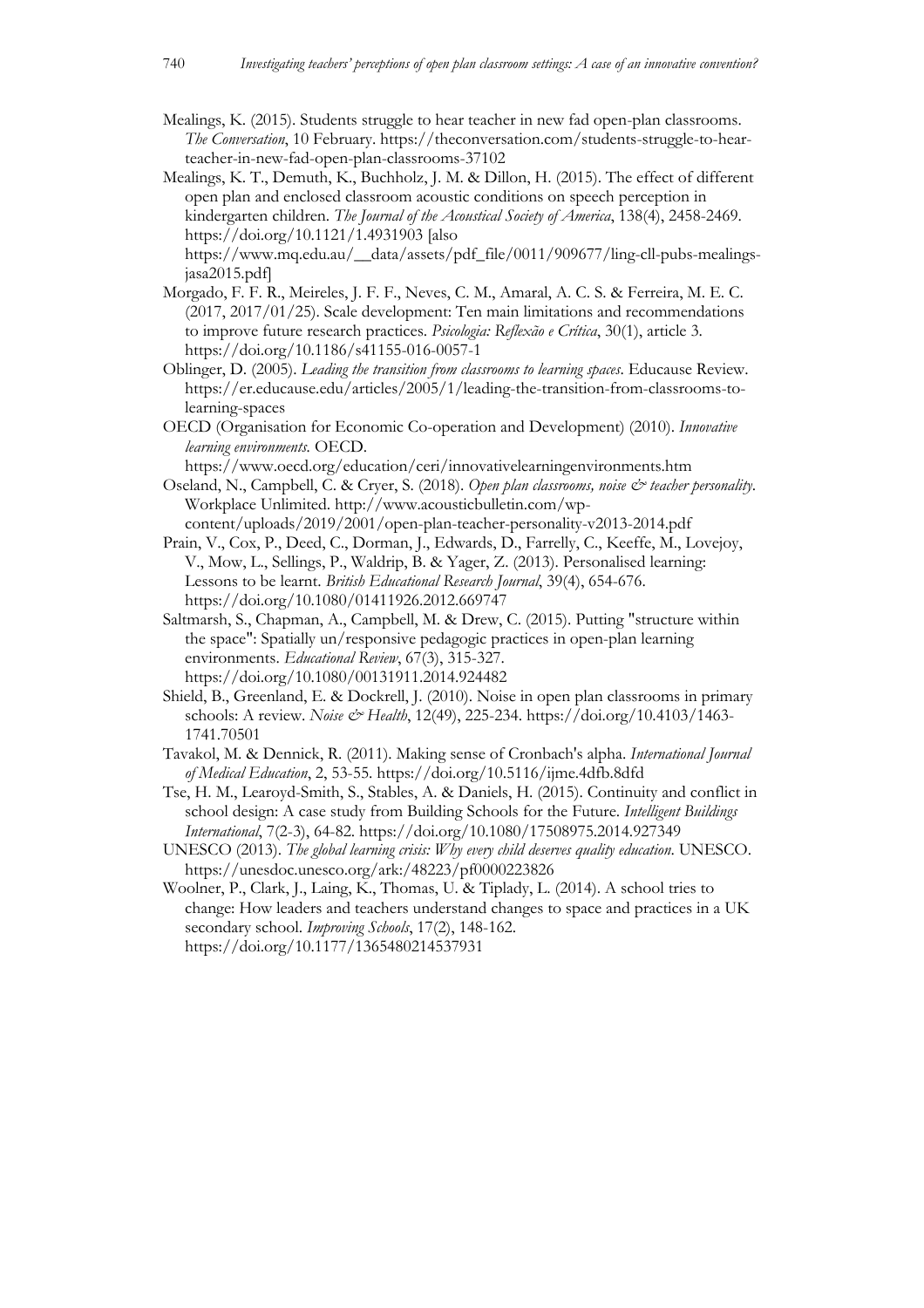Mealings, K. (2015). Students struggle to hear teacher in new fad open-plan classrooms. *The Conversation*, 10 February. https://theconversation.com/students-struggle-to-hear-teacher-in-new-fad-open-plan-classrooms-37102

Mealings, K. T., Demuth, K., Buchholz, J. M. & Dillon, H. (2015). The effect of different open plan and enclosed classroom acoustic conditions on speech perception in kindergarten children. *The Journal of the Acoustical Society of America*, 138(4), 2458-2469. https://doi.org/10.1121/1.4931903 [also https://www.mq.edu.au/__data/assets/pdf_file/0011/909677/ling-cll-pubs-mealings-jasa2015.pdf]

Morgado, F. F. R., Meireles, J. F. F., Neves, C. M., Amaral, A. C. S. & Ferreira, M. E. C. (2017, 2017/01/25). Scale development: Ten main limitations and recommendations to improve future research practices. *Psicologia: Reflexão e Crítica*, 30(1), article 3. https://doi.org/10.1186/s41155-016-0057-1

Oblinger, D. (2005). *Leading the transition from classrooms to learning spaces*. Educause Review. https://er.educause.edu/articles/2005/1/leading-the-transition-from-classrooms-to-learning-spaces

OECD (Organisation for Economic Co-operation and Development) (2010). *Innovative learning environments.* OECD. https://www.oecd.org/education/ceri/innovativelearningenvironments.htm

Oseland, N., Campbell, C. & Cryer, S. (2018). *Open plan classrooms, noise & teacher personality*. Workplace Unlimited. http://www.acousticbulletin.com/wp-content/uploads/2019/2001/open-plan-teacher-personality-v2013-2014.pdf

Prain, V., Cox, P., Deed, C., Dorman, J., Edwards, D., Farrelly, C., Keeffe, M., Lovejoy, V., Mow, L., Sellings, P., Waldrip, B. & Yager, Z. (2013). Personalised learning: Lessons to be learnt. *British Educational Research Journal*, 39(4), 654-676. https://doi.org/10.1080/01411926.2012.669747

Saltmarsh, S., Chapman, A., Campbell, M. & Drew, C. (2015). Putting "structure within the space": Spatially un/responsive pedagogic practices in open-plan learning environments. *Educational Review*, 67(3), 315-327. https://doi.org/10.1080/00131911.2014.924482

Shield, B., Greenland, E. & Dockrell, J. (2010). Noise in open plan classrooms in primary schools: A review. *Noise & Health*, 12(49), 225-234. https://doi.org/10.4103/1463-1741.70501

Tavakol, M. & Dennick, R. (2011). Making sense of Cronbach's alpha. *International Journal of Medical Education*, 2, 53-55. https://doi.org/10.5116/ijme.4dfb.8dfd

Tse, H. M., Learoyd-Smith, S., Stables, A. & Daniels, H. (2015). Continuity and conflict in school design: A case study from Building Schools for the Future. *Intelligent Buildings International*, 7(2-3), 64-82. https://doi.org/10.1080/17508975.2014.927349

UNESCO (2013). *The global learning crisis: Why every child deserves quality education.* UNESCO. https://unesdoc.unesco.org/ark:/48223/pf0000223826

Woolner, P., Clark, J., Laing, K., Thomas, U. & Tiplady, L. (2014). A school tries to change: How leaders and teachers understand changes to space and practices in a UK secondary school. *Improving Schools*, 17(2), 148-162. https://doi.org/10.1177/1365480214537931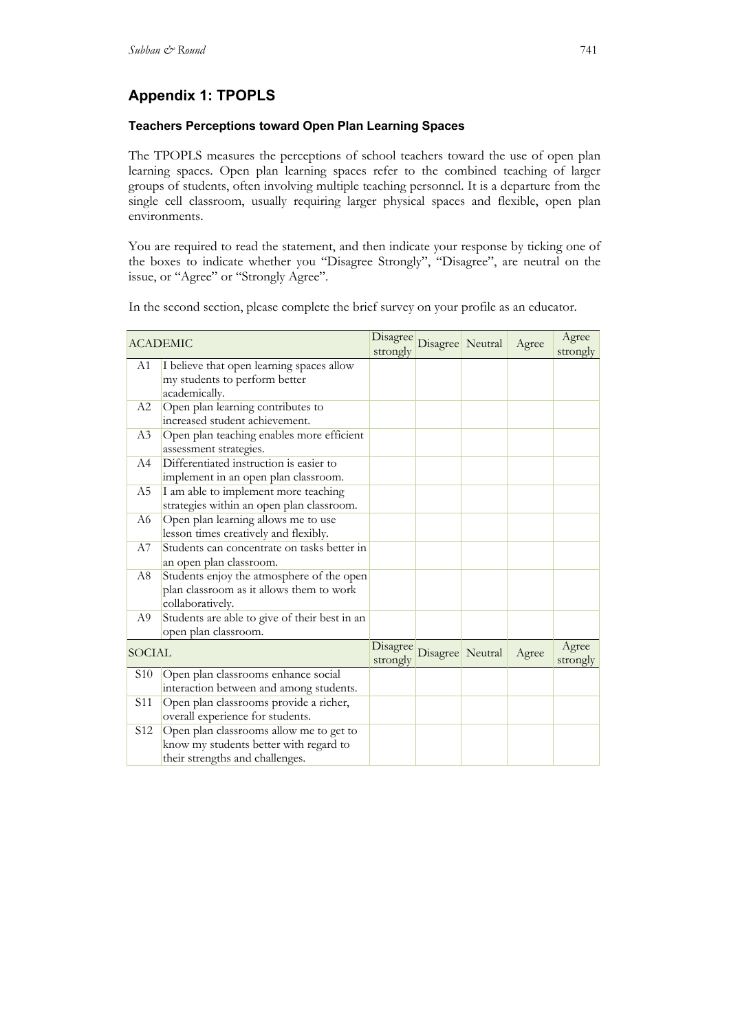## Appendix 1: TPOPLS

### Teachers Perceptions toward Open Plan Learning Spaces

The TPOPLS measures the perceptions of school teachers toward the use of open plan learning spaces. Open plan learning spaces refer to the combined teaching of larger groups of students, often involving multiple teaching personnel. It is a departure from the single cell classroom, usually requiring larger physical spaces and flexible, open plan environments.

You are required to read the statement, and then indicate your response by ticking one of the boxes to indicate whether you "Disagree Strongly", "Disagree", are neutral on the issue, or "Agree" or "Strongly Agree".

In the second section, please complete the brief survey on your profile as an educator.

| ACADEMIC | | Disagree strongly | Disagree | Neutral | Agree | Agree strongly |
|---|---|---|---|---|---|---|
| A1 | I believe that open learning spaces allow my students to perform better academically. | | | | | |
| A2 | Open plan learning contributes to increased student achievement. | | | | | |
| A3 | Open plan teaching enables more efficient assessment strategies. | | | | | |
| A4 | Differentiated instruction is easier to implement in an open plan classroom. | | | | | |
| A5 | I am able to implement more teaching strategies within an open plan classroom. | | | | | |
| A6 | Open plan learning allows me to use lesson times creatively and flexibly. | | | | | |
| A7 | Students can concentrate on tasks better in an open plan classroom. | | | | | |
| A8 | Students enjoy the atmosphere of the open plan classroom as it allows them to work collaboratively. | | | | | |
| A9 | Students are able to give of their best in an open plan classroom. | | | | | |
| SOCIAL | | Disagree strongly | Disagree | Neutral | Agree | Agree strongly |
| S10 | Open plan classrooms enhance social interaction between and among students. | | | | | |
| S11 | Open plan classrooms provide a richer, overall experience for students. | | | | | |
| S12 | Open plan classrooms allow me to get to know my students better with regard to their strengths and challenges. | | | | | |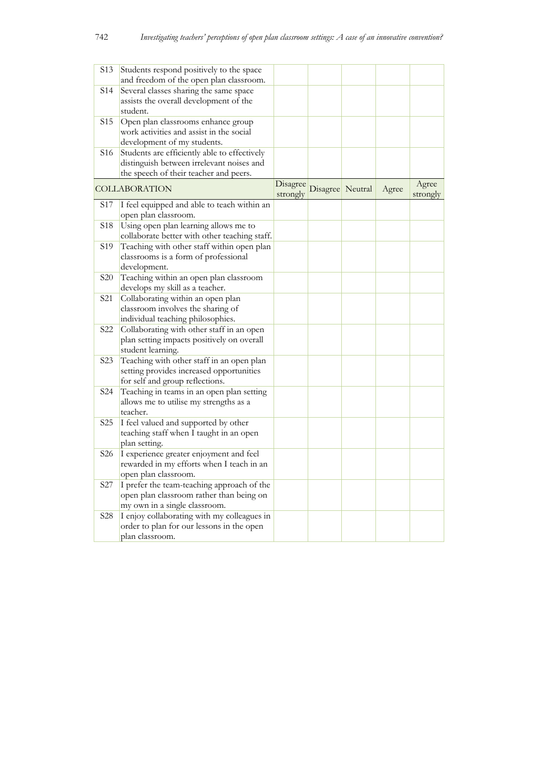| S13 | Students respond positively to the space and freedom of the open plan classroom. | | | | | |
|---|---|---|---|---|---|---|
| S14 | Several classes sharing the same space assists the overall development of the student. | | | | | |
| S15 | Open plan classrooms enhance group work activities and assist in the social development of my students. | | | | | |
| S16 | Students are efficiently able to effectively distinguish between irrelevant noises and the speech of their teacher and peers. | | | | | |
| | COLLABORATION | Disagree strongly | Disagree | Neutral | Agree | Agree strongly |
| S17 | I feel equipped and able to teach within an open plan classroom. | | | | | |
| S18 | Using open plan learning allows me to collaborate better with other teaching staff. | | | | | |
| S19 | Teaching with other staff within open plan classrooms is a form of professional development. | | | | | |
| S20 | Teaching within an open plan classroom develops my skill as a teacher. | | | | | |
| S21 | Collaborating within an open plan classroom involves the sharing of individual teaching philosophies. | | | | | |
| S22 | Collaborating with other staff in an open plan setting impacts positively on overall student learning. | | | | | |
| S23 | Teaching with other staff in an open plan setting provides increased opportunities for self and group reflections. | | | | | |
| S24 | Teaching in teams in an open plan setting allows me to utilise my strengths as a teacher. | | | | | |
| S25 | I feel valued and supported by other teaching staff when I taught in an open plan setting. | | | | | |
| S26 | I experience greater enjoyment and feel rewarded in my efforts when I teach in an open plan classroom. | | | | | |
| S27 | I prefer the team-teaching approach of the open plan classroom rather than being on my own in a single classroom. | | | | | |
| S28 | I enjoy collaborating with my colleagues in order to plan for our lessons in the open plan classroom. | | | | | |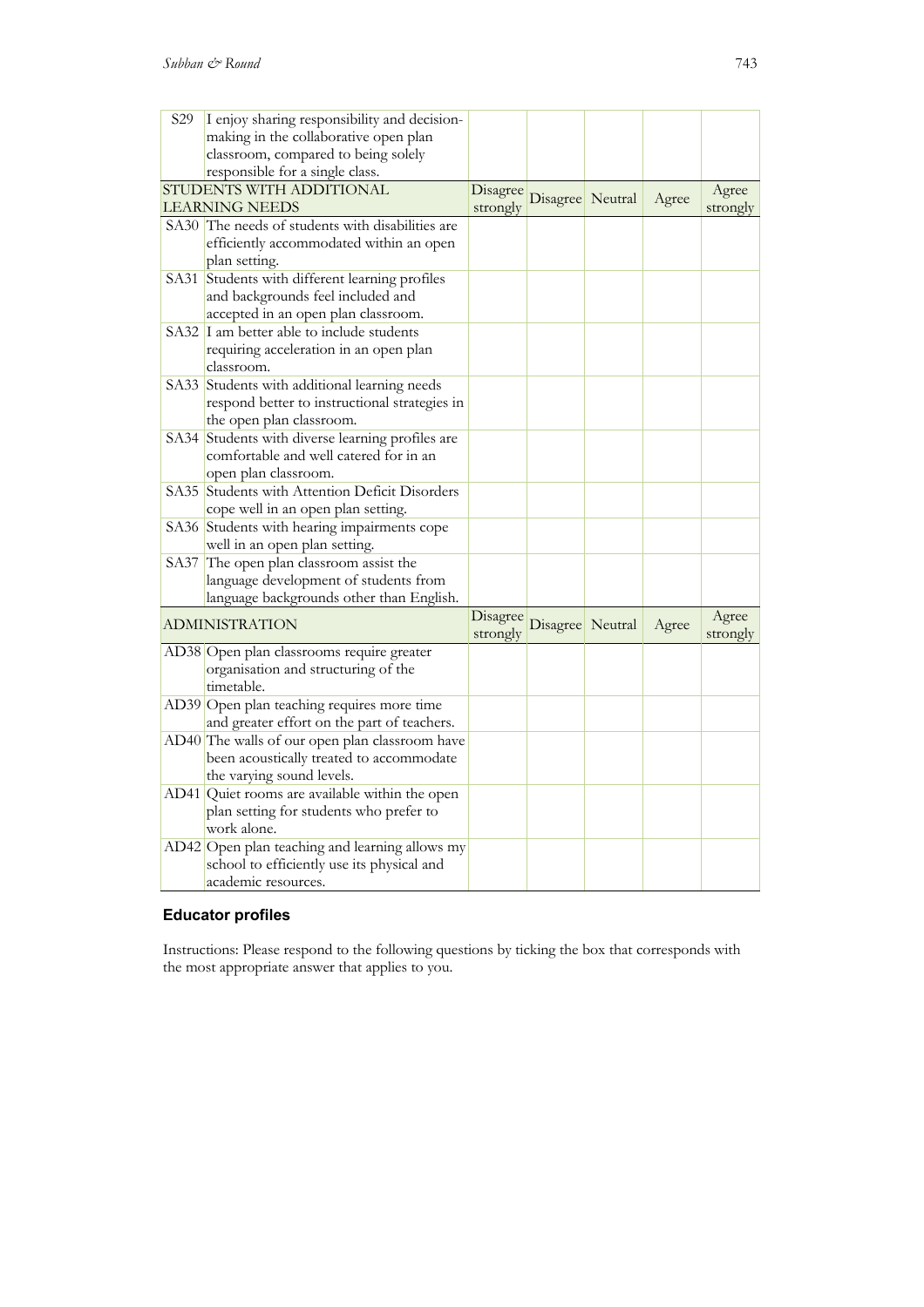| | | Disagree strongly | Disagree | Neutral | Agree | Agree strongly |
|---|---|---|---|---|---|---|
| S29 | I enjoy sharing responsibility and decision-making in the collaborative open plan classroom, compared to being solely responsible for a single class. | | | | | |
| STUDENTS WITH ADDITIONAL LEARNING NEEDS | | Disagree strongly | Disagree | Neutral | Agree | Agree strongly |
| SA30 | The needs of students with disabilities are efficiently accommodated within an open plan setting. | | | | | |
| SA31 | Students with different learning profiles and backgrounds feel included and accepted in an open plan classroom. | | | | | |
| SA32 | I am better able to include students requiring acceleration in an open plan classroom. | | | | | |
| SA33 | Students with additional learning needs respond better to instructional strategies in the open plan classroom. | | | | | |
| SA34 | Students with diverse learning profiles are comfortable and well catered for in an open plan classroom. | | | | | |
| SA35 | Students with Attention Deficit Disorders cope well in an open plan setting. | | | | | |
| SA36 | Students with hearing impairments cope well in an open plan setting. | | | | | |
| SA37 | The open plan classroom assist the language development of students from language backgrounds other than English. | | | | | |
| ADMINISTRATION | | Disagree strongly | Disagree | Neutral | Agree | Agree strongly |
| AD38 | Open plan classrooms require greater organisation and structuring of the timetable. | | | | | |
| AD39 | Open plan teaching requires more time and greater effort on the part of teachers. | | | | | |
| AD40 | The walls of our open plan classroom have been acoustically treated to accommodate the varying sound levels. | | | | | |
| AD41 | Quiet rooms are available within the open plan setting for students who prefer to work alone. | | | | | |
| AD42 | Open plan teaching and learning allows my school to efficiently use its physical and academic resources. | | | | | |

## Educator profiles

Instructions: Please respond to the following questions by ticking the box that corresponds with the most appropriate answer that applies to you.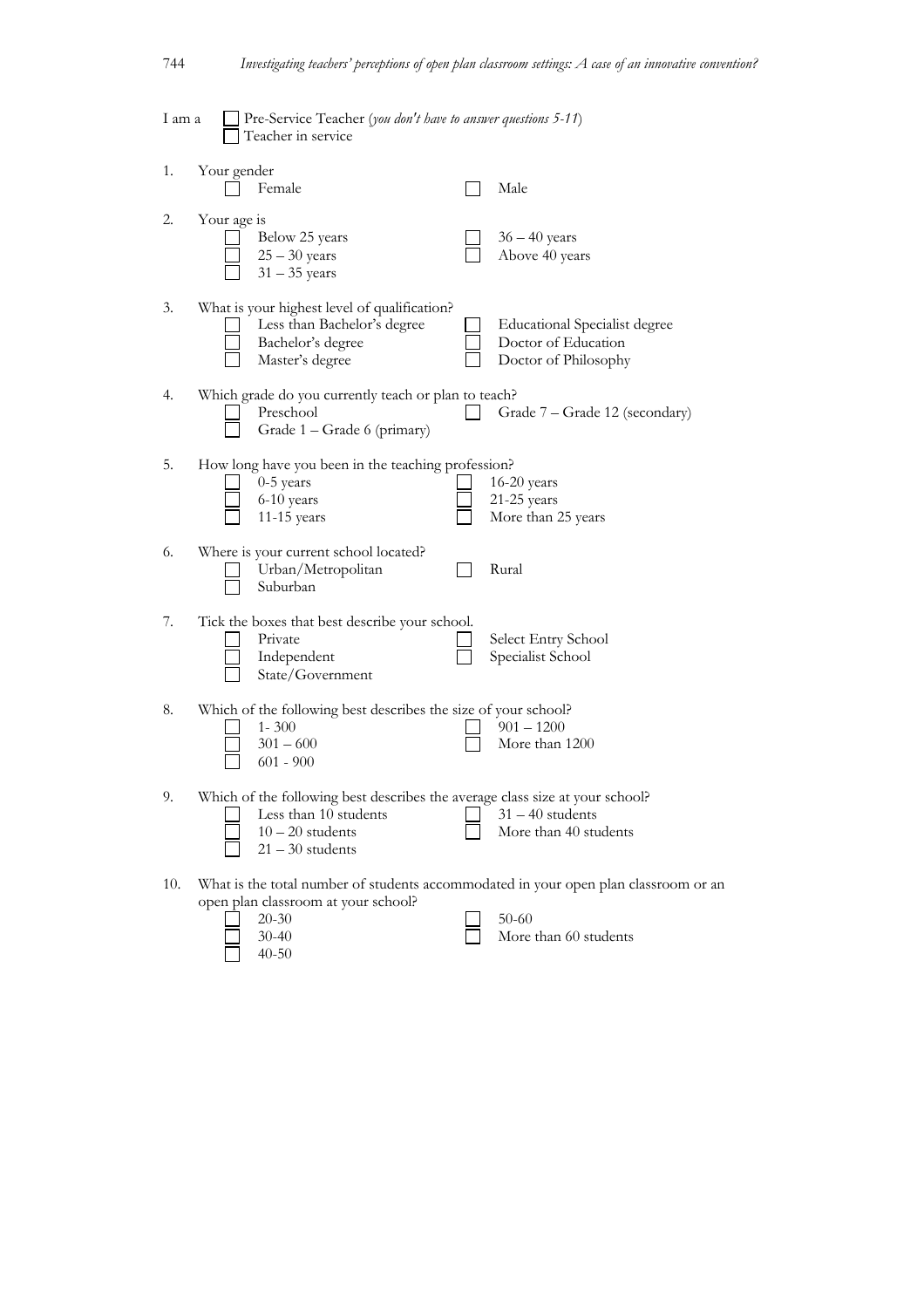I am a
- ☐ Pre-Service Teacher (*you don't have to answer questions 5-11*)
- ☐ Teacher in service

1. Your gender
   - ☐ Female
   - ☐ Male

2. Your age is
   - ☐ Below 25 years
   - ☐ 25 – 30 years
   - ☐ 31 – 35 years
   - ☐ 36 – 40 years
   - ☐ Above 40 years

3. What is your highest level of qualification?
   - ☐ Less than Bachelor's degree
   - ☐ Bachelor's degree
   - ☐ Master's degree
   - ☐ Educational Specialist degree
   - ☐ Doctor of Education
   - ☐ Doctor of Philosophy

4. Which grade do you currently teach or plan to teach?
   - ☐ Preschool
   - ☐ Grade 1 – Grade 6 (primary)
   - ☐ Grade 7 – Grade 12 (secondary)

5. How long have you been in the teaching profession?
   - ☐ 0-5 years
   - ☐ 6-10 years
   - ☐ 11-15 years
   - ☐ 16-20 years
   - ☐ 21-25 years
   - ☐ More than 25 years

6. Where is your current school located?
   - ☐ Urban/Metropolitan
   - ☐ Suburban
   - ☐ Rural

7. Tick the boxes that best describe your school.
   - ☐ Private
   - ☐ Independent
   - ☐ State/Government
   - ☐ Select Entry School
   - ☐ Specialist School

8. Which of the following best describes the size of your school?
   - ☐ 1- 300
   - ☐ 301 – 600
   - ☐ 601 - 900
   - ☐ 901 – 1200
   - ☐ More than 1200

9. Which of the following best describes the average class size at your school?
   - ☐ Less than 10 students
   - ☐ 10 – 20 students
   - ☐ 21 – 30 students
   - ☐ 31 – 40 students
   - ☐ More than 40 students

10. What is the total number of students accommodated in your open plan classroom or an open plan classroom at your school?
    - ☐ 20-30
    - ☐ 30-40
    - ☐ 40-50
    - ☐ 50-60
    - ☐ More than 60 students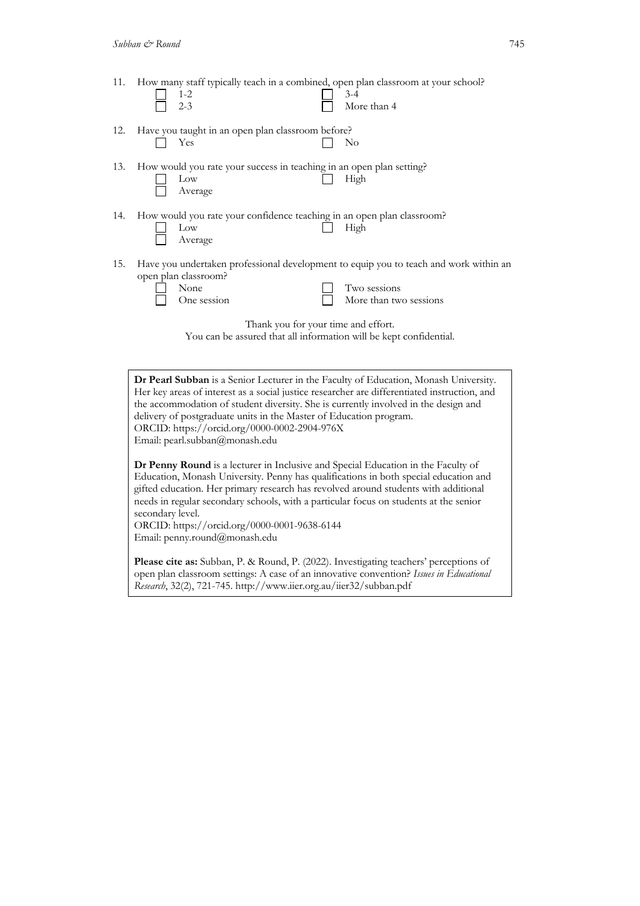11. How many staff typically teach in a combined, open plan classroom at your school?
    - ☐ 1-2
    - ☐ 2-3
    - ☐ 3-4
    - ☐ More than 4

12. Have you taught in an open plan classroom before?
    - ☐ Yes
    - ☐ No

13. How would you rate your success in teaching in an open plan setting?
    - ☐ Low
    - ☐ Average
    - ☐ High

14. How would you rate your confidence teaching in an open plan classroom?
    - ☐ Low
    - ☐ Average
    - ☐ High

15. Have you undertaken professional development to equip you to teach and work within an open plan classroom?
    - ☐ None
    - ☐ One session
    - ☐ Two sessions
    - ☐ More than two sessions

Thank you for your time and effort.
You can be assured that all information will be kept confidential.

**Dr Pearl Subban** is a Senior Lecturer in the Faculty of Education, Monash University. Her key areas of interest as a social justice researcher are differentiated instruction, and the accommodation of student diversity. She is currently involved in the design and delivery of postgraduate units in the Master of Education program.
ORCID: https://orcid.org/0000-0002-2904-976X
Email: pearl.subban@monash.edu

**Dr Penny Round** is a lecturer in Inclusive and Special Education in the Faculty of Education, Monash University. Penny has qualifications in both special education and gifted education. Her primary research has revolved around students with additional needs in regular secondary schools, with a particular focus on students at the senior secondary level.
ORCID: https://orcid.org/0000-0001-9638-6144
Email: penny.round@monash.edu

**Please cite as:** Subban, P. & Round, P. (2022). Investigating teachers' perceptions of open plan classroom settings: A case of an innovative convention? *Issues in Educational Research*, 32(2), 721-745. http://www.iier.org.au/iier32/subban.pdf